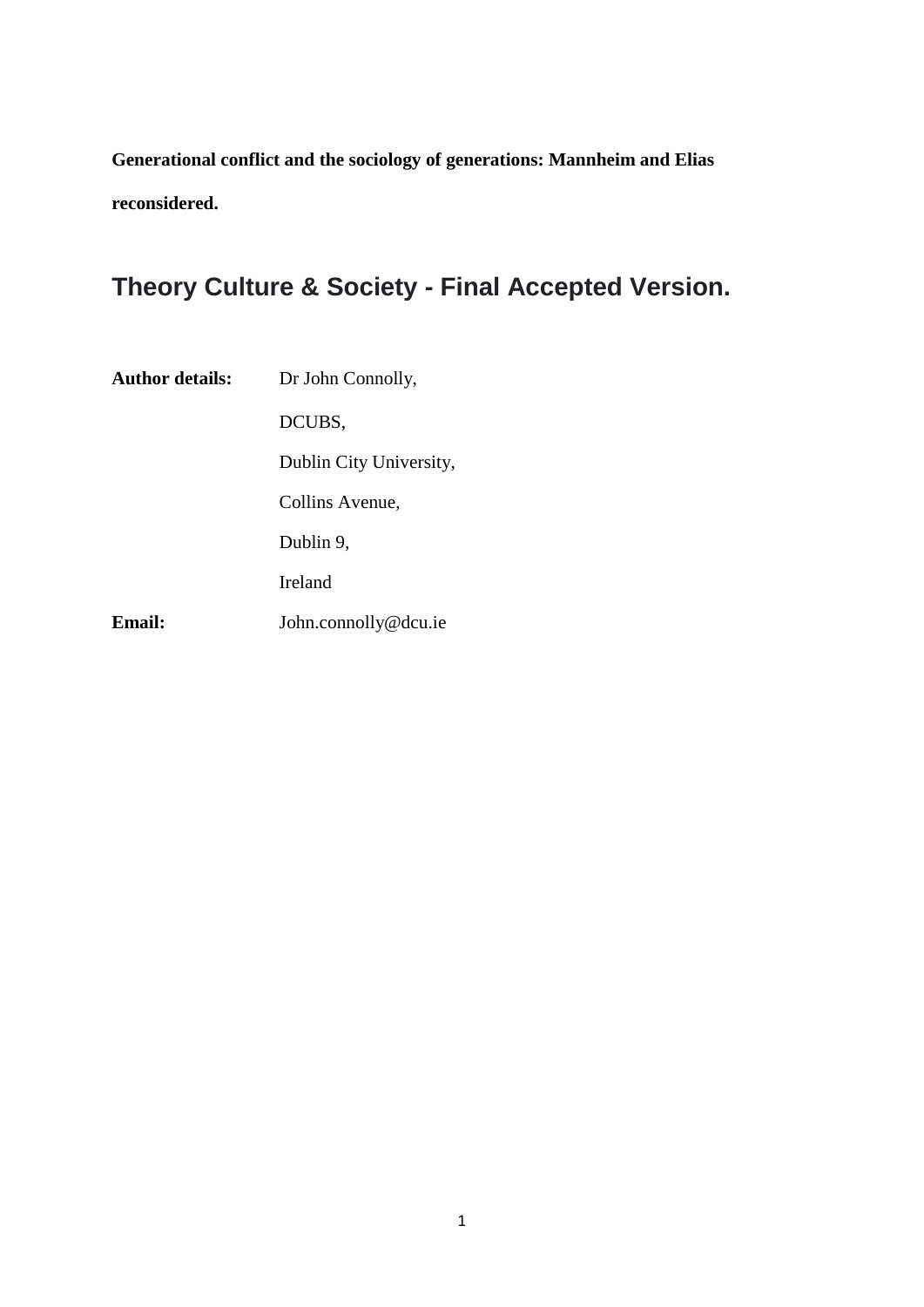**Generational conflict and the sociology of generations: Mannheim and Elias reconsidered.**

# Theory Culture & Society - Final Accepted Version.

**Author details:** Dr John Connolly,

DCUBS,

Dublin City University,

Collins Avenue,

Dublin 9,

Ireland

**Email:** John.connolly@dcu.ie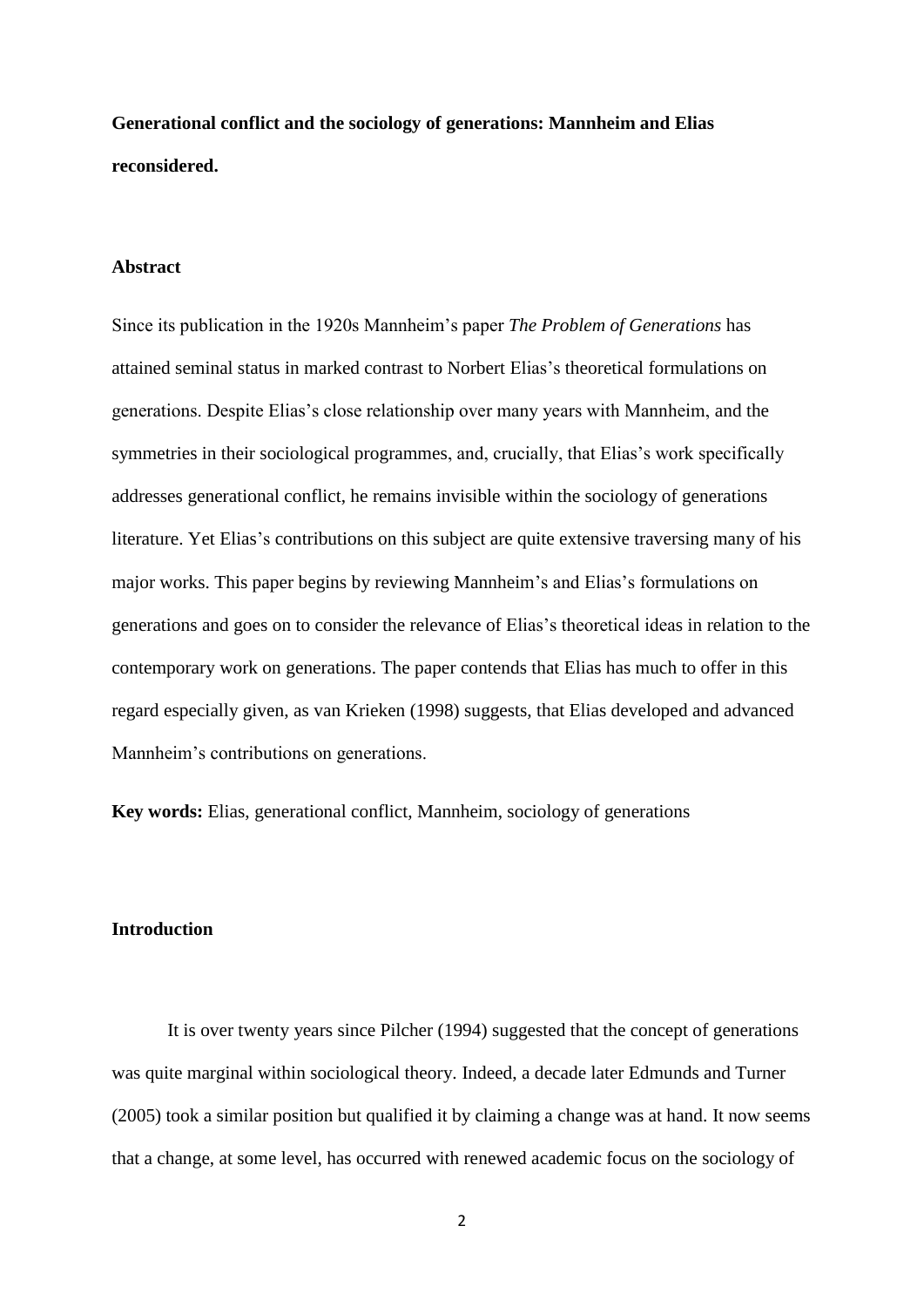**Generational conflict and the sociology of generations: Mannheim and Elias reconsidered.**

**Abstract**

Since its publication in the 1920s Mannheim's paper *The Problem of Generations* has attained seminal status in marked contrast to Norbert Elias's theoretical formulations on generations. Despite Elias's close relationship over many years with Mannheim, and the symmetries in their sociological programmes, and, crucially, that Elias's work specifically addresses generational conflict, he remains invisible within the sociology of generations literature. Yet Elias's contributions on this subject are quite extensive traversing many of his major works. This paper begins by reviewing Mannheim's and Elias's formulations on generations and goes on to consider the relevance of Elias's theoretical ideas in relation to the contemporary work on generations. The paper contends that Elias has much to offer in this regard especially given, as van Krieken (1998) suggests, that Elias developed and advanced Mannheim's contributions on generations.

**Key words:** Elias, generational conflict, Mannheim, sociology of generations

**Introduction**

It is over twenty years since Pilcher (1994) suggested that the concept of generations was quite marginal within sociological theory. Indeed, a decade later Edmunds and Turner (2005) took a similar position but qualified it by claiming a change was at hand. It now seems that a change, at some level, has occurred with renewed academic focus on the sociology of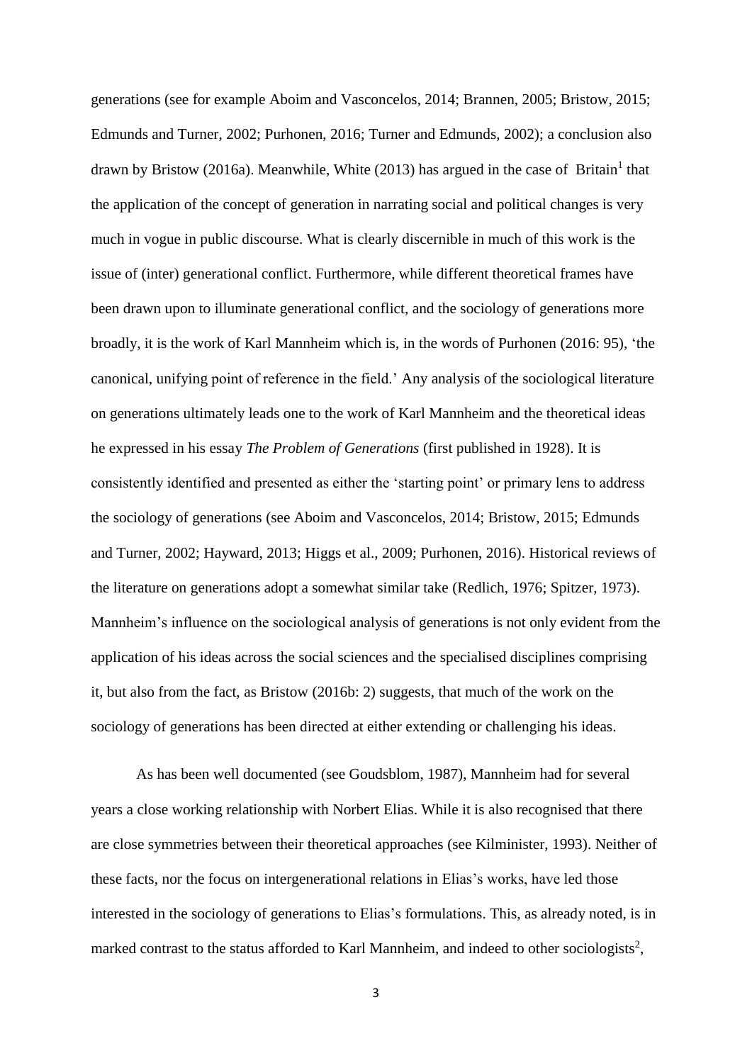generations (see for example Aboim and Vasconcelos, 2014; Brannen, 2005; Bristow, 2015; Edmunds and Turner, 2002; Purhonen, 2016; Turner and Edmunds, 2002); a conclusion also drawn by Bristow (2016a). Meanwhile, White (2013) has argued in the case of Britain[1] that the application of the concept of generation in narrating social and political changes is very much in vogue in public discourse. What is clearly discernible in much of this work is the issue of (inter) generational conflict. Furthermore, while different theoretical frames have been drawn upon to illuminate generational conflict, and the sociology of generations more broadly, it is the work of Karl Mannheim which is, in the words of Purhonen (2016: 95), 'the canonical, unifying point of reference in the field.' Any analysis of the sociological literature on generations ultimately leads one to the work of Karl Mannheim and the theoretical ideas he expressed in his essay *The Problem of Generations* (first published in 1928). It is consistently identified and presented as either the 'starting point' or primary lens to address the sociology of generations (see Aboim and Vasconcelos, 2014; Bristow, 2015; Edmunds and Turner, 2002; Hayward, 2013; Higgs et al., 2009; Purhonen, 2016). Historical reviews of the literature on generations adopt a somewhat similar take (Redlich, 1976; Spitzer, 1973). Mannheim's influence on the sociological analysis of generations is not only evident from the application of his ideas across the social sciences and the specialised disciplines comprising it, but also from the fact, as Bristow (2016b: 2) suggests, that much of the work on the sociology of generations has been directed at either extending or challenging his ideas.

As has been well documented (see Goudsblom, 1987), Mannheim had for several years a close working relationship with Norbert Elias. While it is also recognised that there are close symmetries between their theoretical approaches (see Kilminister, 1993). Neither of these facts, nor the focus on intergenerational relations in Elias's works, have led those interested in the sociology of generations to Elias's formulations. This, as already noted, is in marked contrast to the status afforded to Karl Mannheim, and indeed to other sociologists[2],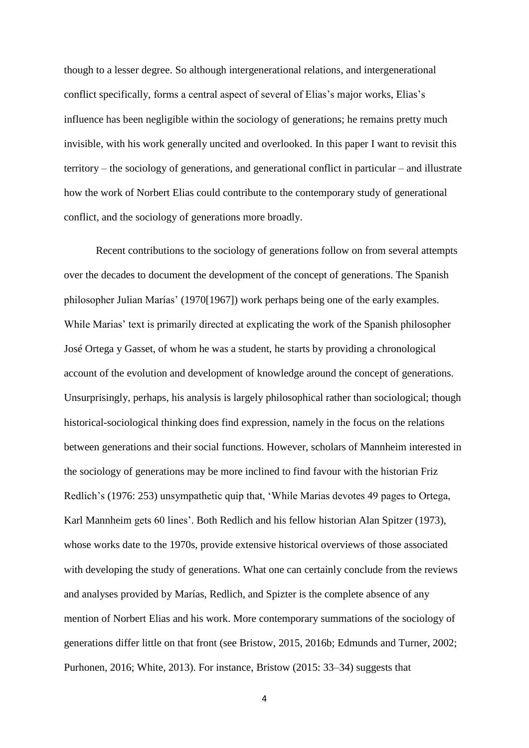though to a lesser degree. So although intergenerational relations, and intergenerational conflict specifically, forms a central aspect of several of Elias's major works, Elias's influence has been negligible within the sociology of generations; he remains pretty much invisible, with his work generally uncited and overlooked. In this paper I want to revisit this territory – the sociology of generations, and generational conflict in particular – and illustrate how the work of Norbert Elias could contribute to the contemporary study of generational conflict, and the sociology of generations more broadly.

Recent contributions to the sociology of generations follow on from several attempts over the decades to document the development of the concept of generations. The Spanish philosopher Julian Marías' (1970[1967]) work perhaps being one of the early examples. While Marias' text is primarily directed at explicating the work of the Spanish philosopher José Ortega y Gasset, of whom he was a student, he starts by providing a chronological account of the evolution and development of knowledge around the concept of generations. Unsurprisingly, perhaps, his analysis is largely philosophical rather than sociological; though historical-sociological thinking does find expression, namely in the focus on the relations between generations and their social functions. However, scholars of Mannheim interested in the sociology of generations may be more inclined to find favour with the historian Friz Redlich's (1976: 253) unsympathetic quip that, 'While Marias devotes 49 pages to Ortega, Karl Mannheim gets 60 lines'. Both Redlich and his fellow historian Alan Spitzer (1973), whose works date to the 1970s, provide extensive historical overviews of those associated with developing the study of generations. What one can certainly conclude from the reviews and analyses provided by Marías, Redlich, and Spizter is the complete absence of any mention of Norbert Elias and his work. More contemporary summations of the sociology of generations differ little on that front (see Bristow, 2015, 2016b; Edmunds and Turner, 2002; Purhonen, 2016; White, 2013). For instance, Bristow (2015: 33–34) suggests that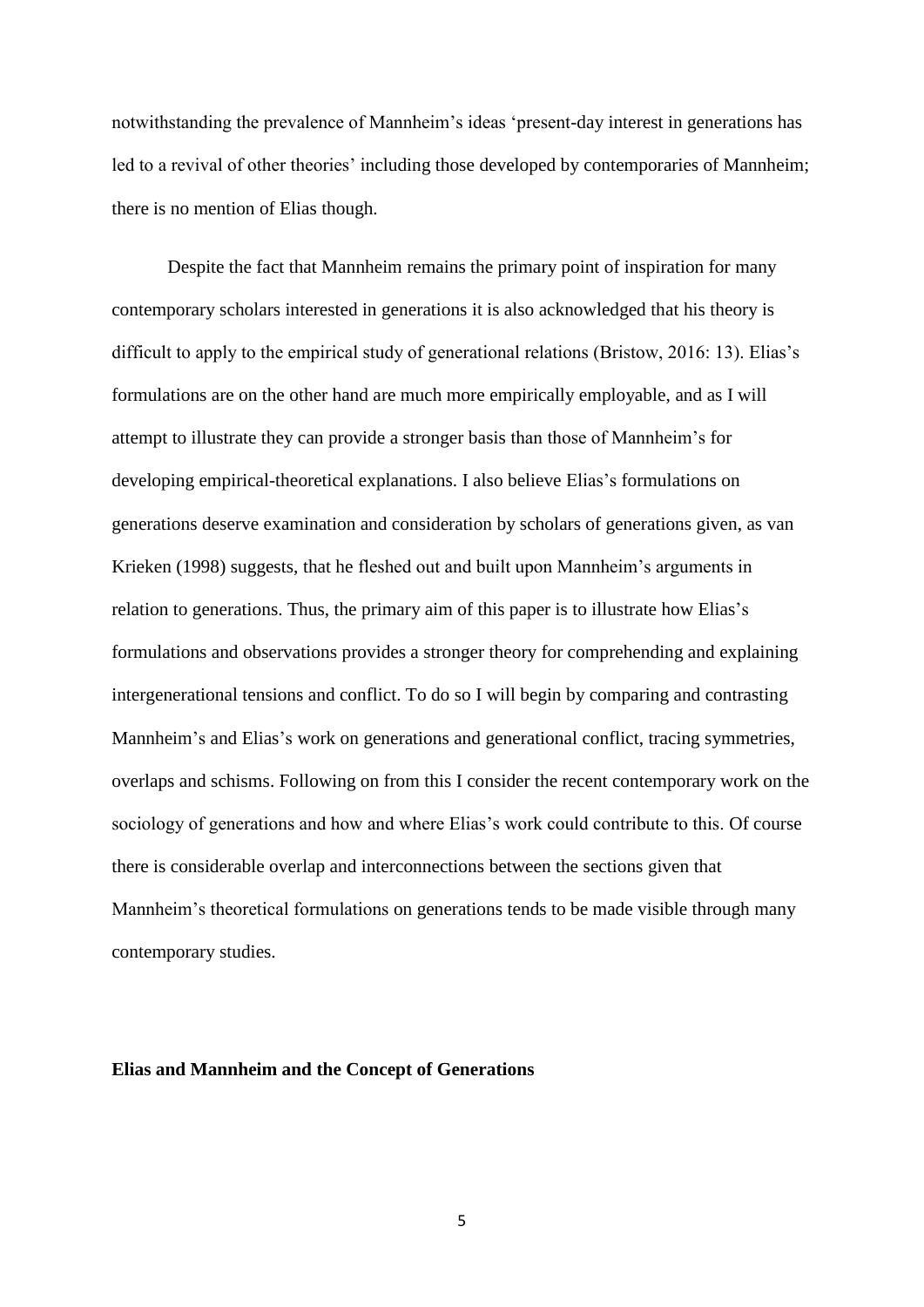notwithstanding the prevalence of Mannheim's ideas 'present-day interest in generations has led to a revival of other theories' including those developed by contemporaries of Mannheim; there is no mention of Elias though.

Despite the fact that Mannheim remains the primary point of inspiration for many contemporary scholars interested in generations it is also acknowledged that his theory is difficult to apply to the empirical study of generational relations (Bristow, 2016: 13). Elias's formulations are on the other hand are much more empirically employable, and as I will attempt to illustrate they can provide a stronger basis than those of Mannheim's for developing empirical-theoretical explanations. I also believe Elias's formulations on generations deserve examination and consideration by scholars of generations given, as van Krieken (1998) suggests, that he fleshed out and built upon Mannheim's arguments in relation to generations. Thus, the primary aim of this paper is to illustrate how Elias's formulations and observations provides a stronger theory for comprehending and explaining intergenerational tensions and conflict. To do so I will begin by comparing and contrasting Mannheim's and Elias's work on generations and generational conflict, tracing symmetries, overlaps and schisms. Following on from this I consider the recent contemporary work on the sociology of generations and how and where Elias's work could contribute to this. Of course there is considerable overlap and interconnections between the sections given that Mannheim's theoretical formulations on generations tends to be made visible through many contemporary studies.

## Elias and Mannheim and the Concept of Generations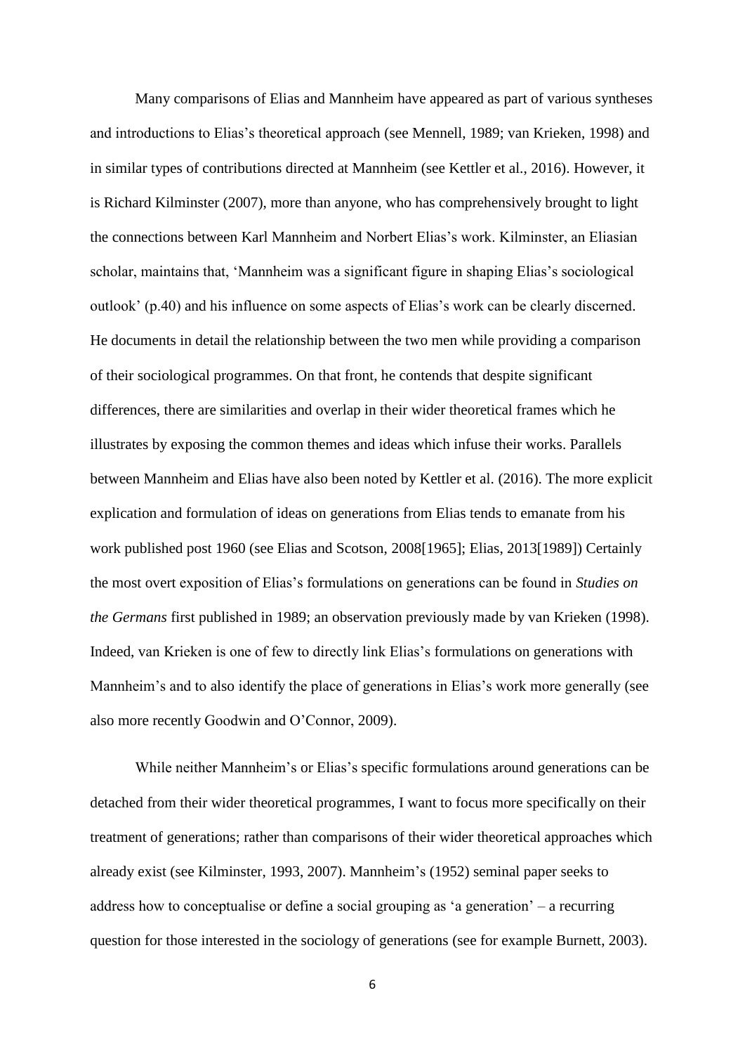Many comparisons of Elias and Mannheim have appeared as part of various syntheses and introductions to Elias's theoretical approach (see Mennell, 1989; van Krieken, 1998) and in similar types of contributions directed at Mannheim (see Kettler et al., 2016). However, it is Richard Kilminster (2007), more than anyone, who has comprehensively brought to light the connections between Karl Mannheim and Norbert Elias's work. Kilminster, an Eliasian scholar, maintains that, 'Mannheim was a significant figure in shaping Elias's sociological outlook' (p.40) and his influence on some aspects of Elias's work can be clearly discerned. He documents in detail the relationship between the two men while providing a comparison of their sociological programmes. On that front, he contends that despite significant differences, there are similarities and overlap in their wider theoretical frames which he illustrates by exposing the common themes and ideas which infuse their works. Parallels between Mannheim and Elias have also been noted by Kettler et al. (2016). The more explicit explication and formulation of ideas on generations from Elias tends to emanate from his work published post 1960 (see Elias and Scotson, 2008[1965]; Elias, 2013[1989]) Certainly the most overt exposition of Elias's formulations on generations can be found in *Studies on the Germans* first published in 1989; an observation previously made by van Krieken (1998). Indeed, van Krieken is one of few to directly link Elias's formulations on generations with Mannheim's and to also identify the place of generations in Elias's work more generally (see also more recently Goodwin and O'Connor, 2009).

While neither Mannheim's or Elias's specific formulations around generations can be detached from their wider theoretical programmes, I want to focus more specifically on their treatment of generations; rather than comparisons of their wider theoretical approaches which already exist (see Kilminster, 1993, 2007). Mannheim's (1952) seminal paper seeks to address how to conceptualise or define a social grouping as 'a generation' – a recurring question for those interested in the sociology of generations (see for example Burnett, 2003).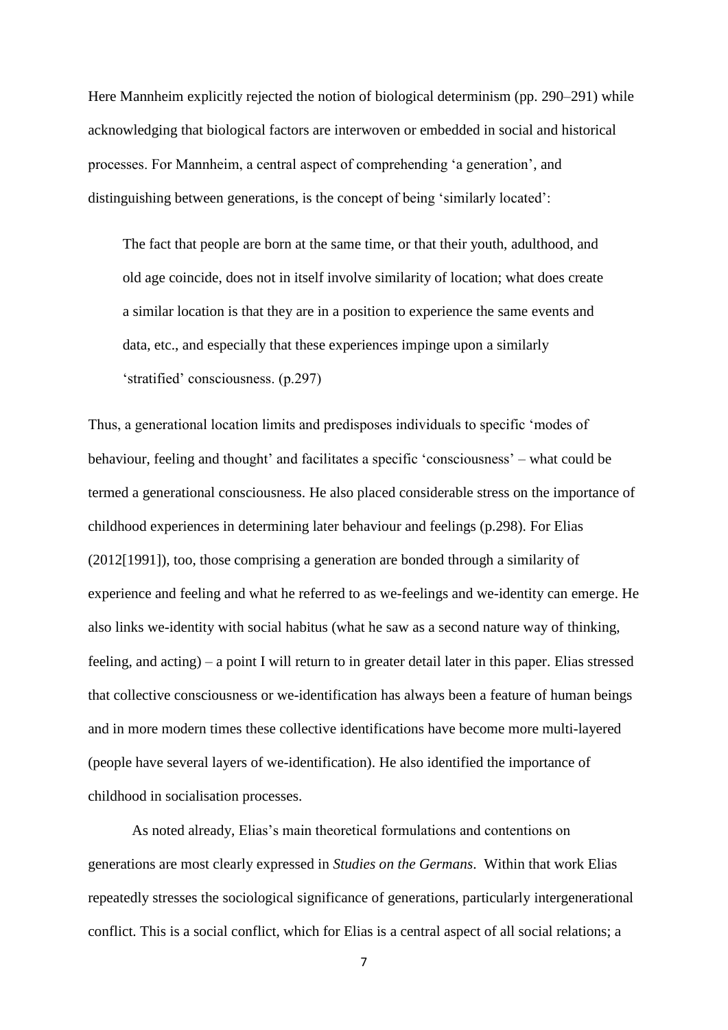Here Mannheim explicitly rejected the notion of biological determinism (pp. 290–291) while acknowledging that biological factors are interwoven or embedded in social and historical processes. For Mannheim, a central aspect of comprehending 'a generation', and distinguishing between generations, is the concept of being 'similarly located':

> The fact that people are born at the same time, or that their youth, adulthood, and old age coincide, does not in itself involve similarity of location; what does create a similar location is that they are in a position to experience the same events and data, etc., and especially that these experiences impinge upon a similarly 'stratified' consciousness. (p.297)

Thus, a generational location limits and predisposes individuals to specific 'modes of behaviour, feeling and thought' and facilitates a specific 'consciousness' – what could be termed a generational consciousness. He also placed considerable stress on the importance of childhood experiences in determining later behaviour and feelings (p.298). For Elias (2012[1991]), too, those comprising a generation are bonded through a similarity of experience and feeling and what he referred to as we-feelings and we-identity can emerge. He also links we-identity with social habitus (what he saw as a second nature way of thinking, feeling, and acting) – a point I will return to in greater detail later in this paper. Elias stressed that collective consciousness or we-identification has always been a feature of human beings and in more modern times these collective identifications have become more multi-layered (people have several layers of we-identification). He also identified the importance of childhood in socialisation processes.

As noted already, Elias's main theoretical formulations and contentions on generations are most clearly expressed in *Studies on the Germans*. Within that work Elias repeatedly stresses the sociological significance of generations, particularly intergenerational conflict. This is a social conflict, which for Elias is a central aspect of all social relations; a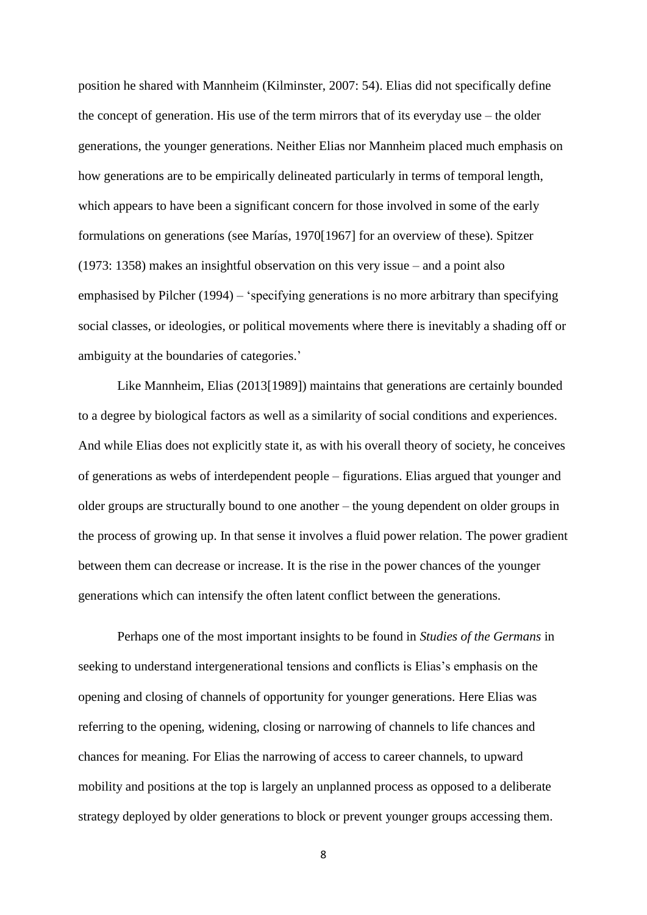position he shared with Mannheim (Kilminster, 2007: 54). Elias did not specifically define the concept of generation. His use of the term mirrors that of its everyday use – the older generations, the younger generations. Neither Elias nor Mannheim placed much emphasis on how generations are to be empirically delineated particularly in terms of temporal length, which appears to have been a significant concern for those involved in some of the early formulations on generations (see Marías, 1970[1967] for an overview of these). Spitzer (1973: 1358) makes an insightful observation on this very issue – and a point also emphasised by Pilcher (1994) – 'specifying generations is no more arbitrary than specifying social classes, or ideologies, or political movements where there is inevitably a shading off or ambiguity at the boundaries of categories.'

Like Mannheim, Elias (2013[1989]) maintains that generations are certainly bounded to a degree by biological factors as well as a similarity of social conditions and experiences. And while Elias does not explicitly state it, as with his overall theory of society, he conceives of generations as webs of interdependent people – figurations. Elias argued that younger and older groups are structurally bound to one another – the young dependent on older groups in the process of growing up. In that sense it involves a fluid power relation. The power gradient between them can decrease or increase. It is the rise in the power chances of the younger generations which can intensify the often latent conflict between the generations.

Perhaps one of the most important insights to be found in *Studies of the Germans* in seeking to understand intergenerational tensions and conflicts is Elias's emphasis on the opening and closing of channels of opportunity for younger generations. Here Elias was referring to the opening, widening, closing or narrowing of channels to life chances and chances for meaning. For Elias the narrowing of access to career channels, to upward mobility and positions at the top is largely an unplanned process as opposed to a deliberate strategy deployed by older generations to block or prevent younger groups accessing them.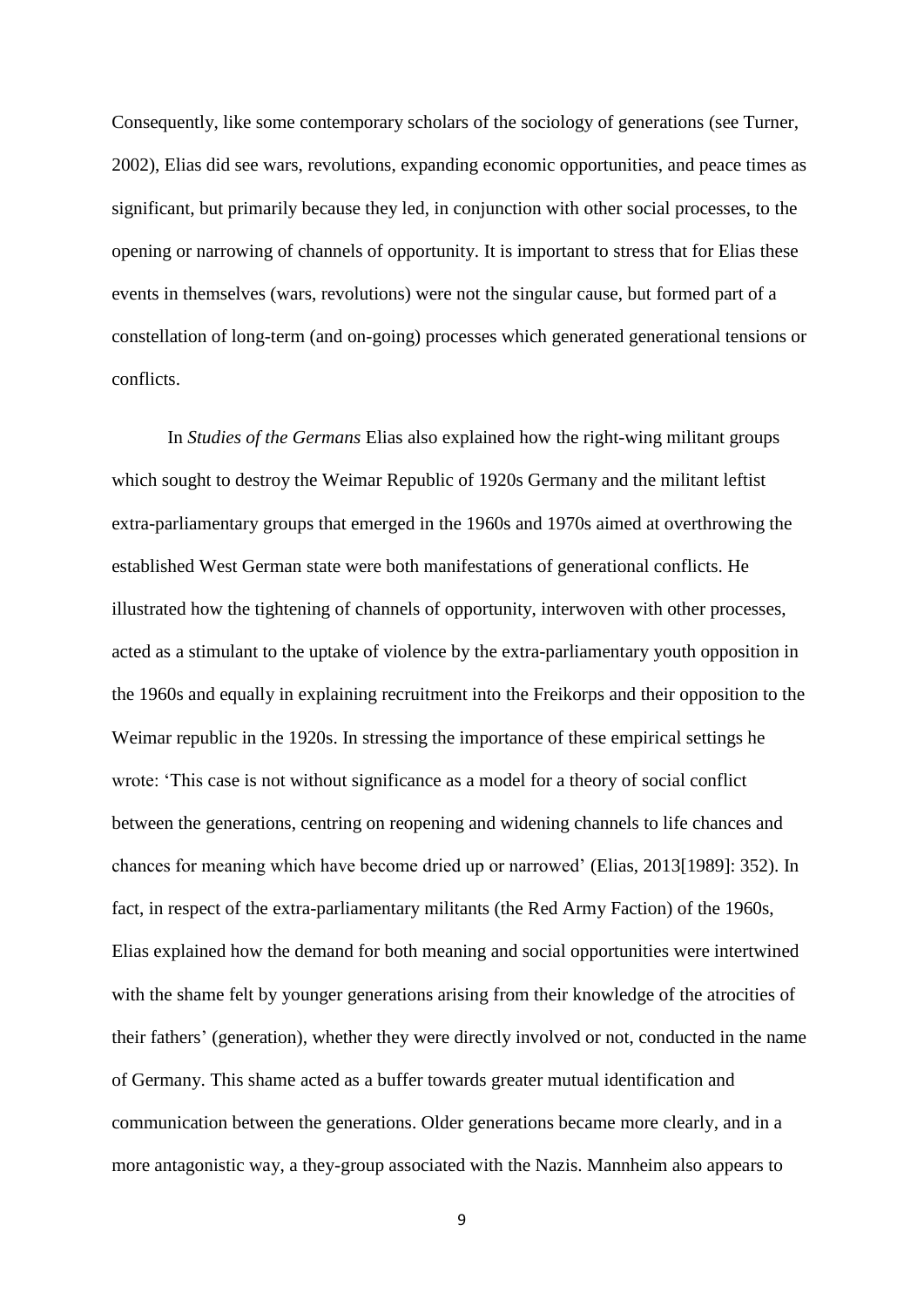Consequently, like some contemporary scholars of the sociology of generations (see Turner, 2002), Elias did see wars, revolutions, expanding economic opportunities, and peace times as significant, but primarily because they led, in conjunction with other social processes, to the opening or narrowing of channels of opportunity. It is important to stress that for Elias these events in themselves (wars, revolutions) were not the singular cause, but formed part of a constellation of long-term (and on-going) processes which generated generational tensions or conflicts.

In *Studies of the Germans* Elias also explained how the right-wing militant groups which sought to destroy the Weimar Republic of 1920s Germany and the militant leftist extra-parliamentary groups that emerged in the 1960s and 1970s aimed at overthrowing the established West German state were both manifestations of generational conflicts. He illustrated how the tightening of channels of opportunity, interwoven with other processes, acted as a stimulant to the uptake of violence by the extra-parliamentary youth opposition in the 1960s and equally in explaining recruitment into the Freikorps and their opposition to the Weimar republic in the 1920s. In stressing the importance of these empirical settings he wrote: 'This case is not without significance as a model for a theory of social conflict between the generations, centring on reopening and widening channels to life chances and chances for meaning which have become dried up or narrowed' (Elias, 2013[1989]: 352). In fact, in respect of the extra-parliamentary militants (the Red Army Faction) of the 1960s, Elias explained how the demand for both meaning and social opportunities were intertwined with the shame felt by younger generations arising from their knowledge of the atrocities of their fathers' (generation), whether they were directly involved or not, conducted in the name of Germany. This shame acted as a buffer towards greater mutual identification and communication between the generations. Older generations became more clearly, and in a more antagonistic way, a they-group associated with the Nazis. Mannheim also appears to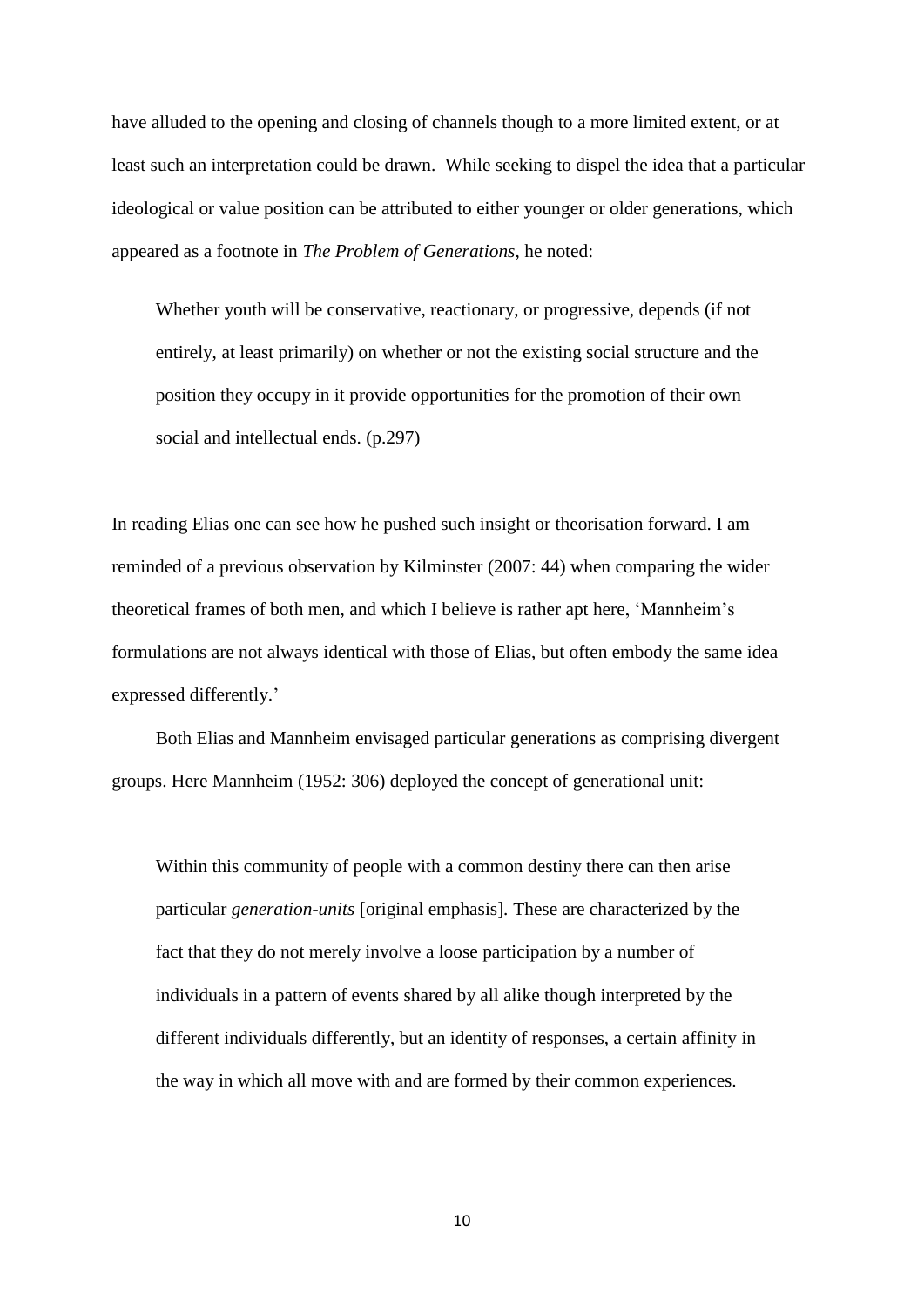have alluded to the opening and closing of channels though to a more limited extent, or at least such an interpretation could be drawn. While seeking to dispel the idea that a particular ideological or value position can be attributed to either younger or older generations, which appeared as a footnote in *The Problem of Generations*, he noted:

> Whether youth will be conservative, reactionary, or progressive, depends (if not entirely, at least primarily) on whether or not the existing social structure and the position they occupy in it provide opportunities for the promotion of their own social and intellectual ends. (p.297)

In reading Elias one can see how he pushed such insight or theorisation forward. I am reminded of a previous observation by Kilminster (2007: 44) when comparing the wider theoretical frames of both men, and which I believe is rather apt here, 'Mannheim's formulations are not always identical with those of Elias, but often embody the same idea expressed differently.'

Both Elias and Mannheim envisaged particular generations as comprising divergent groups. Here Mannheim (1952: 306) deployed the concept of generational unit:

> Within this community of people with a common destiny there can then arise particular *generation-units* [original emphasis]. These are characterized by the fact that they do not merely involve a loose participation by a number of individuals in a pattern of events shared by all alike though interpreted by the different individuals differently, but an identity of responses, a certain affinity in the way in which all move with and are formed by their common experiences.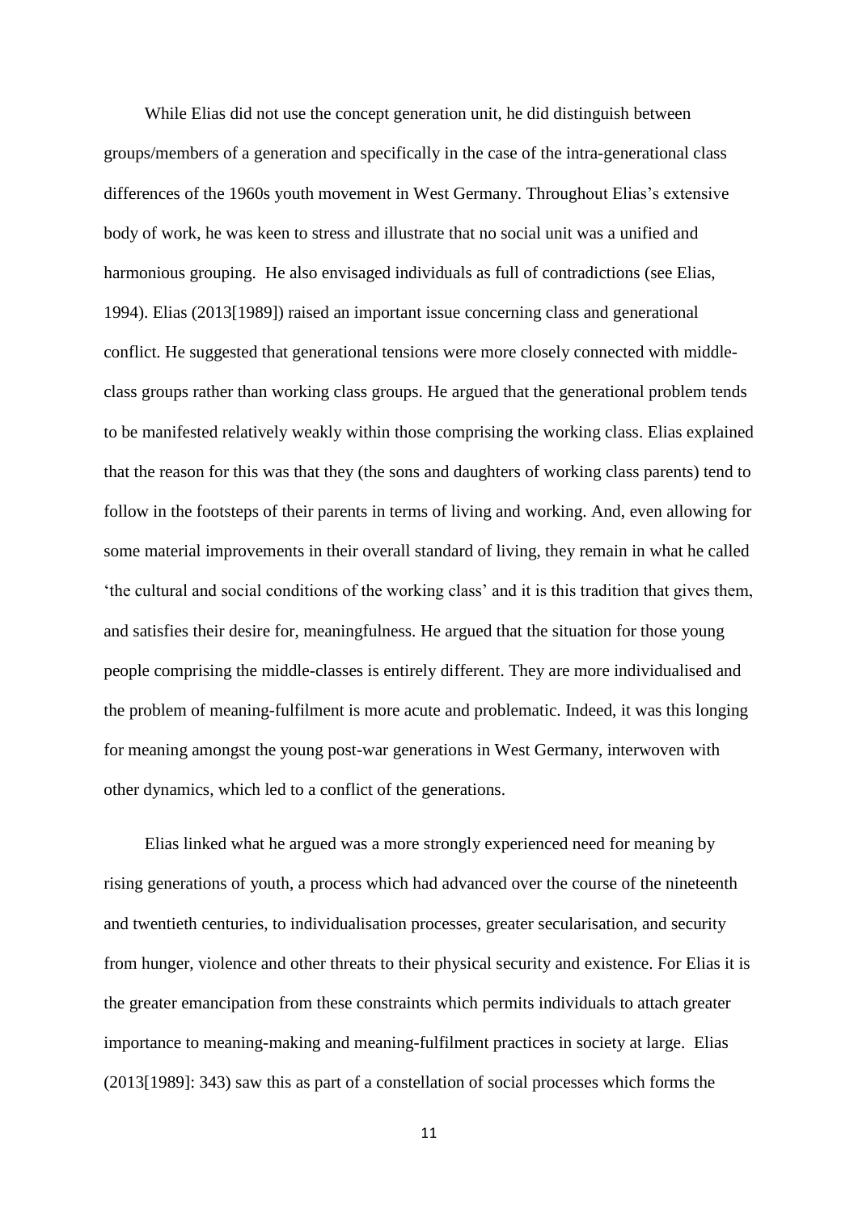While Elias did not use the concept generation unit, he did distinguish between groups/members of a generation and specifically in the case of the intra-generational class differences of the 1960s youth movement in West Germany. Throughout Elias's extensive body of work, he was keen to stress and illustrate that no social unit was a unified and harmonious grouping. He also envisaged individuals as full of contradictions (see Elias, 1994). Elias (2013[1989]) raised an important issue concerning class and generational conflict. He suggested that generational tensions were more closely connected with middle-class groups rather than working class groups. He argued that the generational problem tends to be manifested relatively weakly within those comprising the working class. Elias explained that the reason for this was that they (the sons and daughters of working class parents) tend to follow in the footsteps of their parents in terms of living and working. And, even allowing for some material improvements in their overall standard of living, they remain in what he called 'the cultural and social conditions of the working class' and it is this tradition that gives them, and satisfies their desire for, meaningfulness. He argued that the situation for those young people comprising the middle-classes is entirely different. They are more individualised and the problem of meaning-fulfilment is more acute and problematic. Indeed, it was this longing for meaning amongst the young post-war generations in West Germany, interwoven with other dynamics, which led to a conflict of the generations.

Elias linked what he argued was a more strongly experienced need for meaning by rising generations of youth, a process which had advanced over the course of the nineteenth and twentieth centuries, to individualisation processes, greater secularisation, and security from hunger, violence and other threats to their physical security and existence. For Elias it is the greater emancipation from these constraints which permits individuals to attach greater importance to meaning-making and meaning-fulfilment practices in society at large. Elias (2013[1989]: 343) saw this as part of a constellation of social processes which forms the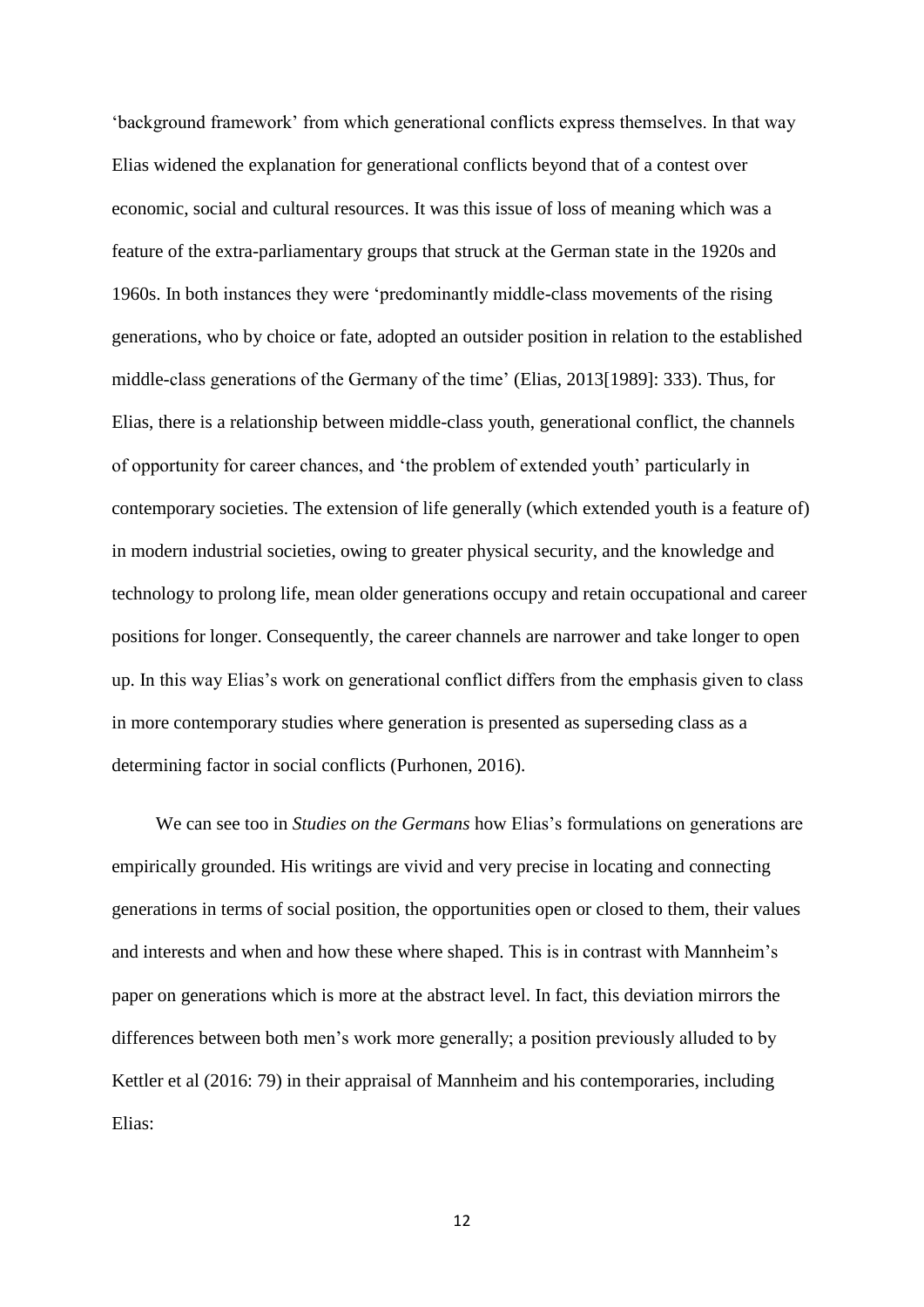'background framework' from which generational conflicts express themselves. In that way Elias widened the explanation for generational conflicts beyond that of a contest over economic, social and cultural resources. It was this issue of loss of meaning which was a feature of the extra-parliamentary groups that struck at the German state in the 1920s and 1960s. In both instances they were 'predominantly middle-class movements of the rising generations, who by choice or fate, adopted an outsider position in relation to the established middle-class generations of the Germany of the time' (Elias, 2013[1989]: 333). Thus, for Elias, there is a relationship between middle-class youth, generational conflict, the channels of opportunity for career chances, and 'the problem of extended youth' particularly in contemporary societies. The extension of life generally (which extended youth is a feature of) in modern industrial societies, owing to greater physical security, and the knowledge and technology to prolong life, mean older generations occupy and retain occupational and career positions for longer. Consequently, the career channels are narrower and take longer to open up. In this way Elias's work on generational conflict differs from the emphasis given to class in more contemporary studies where generation is presented as superseding class as a determining factor in social conflicts (Purhonen, 2016).

We can see too in *Studies on the Germans* how Elias's formulations on generations are empirically grounded. His writings are vivid and very precise in locating and connecting generations in terms of social position, the opportunities open or closed to them, their values and interests and when and how these where shaped. This is in contrast with Mannheim's paper on generations which is more at the abstract level. In fact, this deviation mirrors the differences between both men's work more generally; a position previously alluded to by Kettler et al (2016: 79) in their appraisal of Mannheim and his contemporaries, including Elias: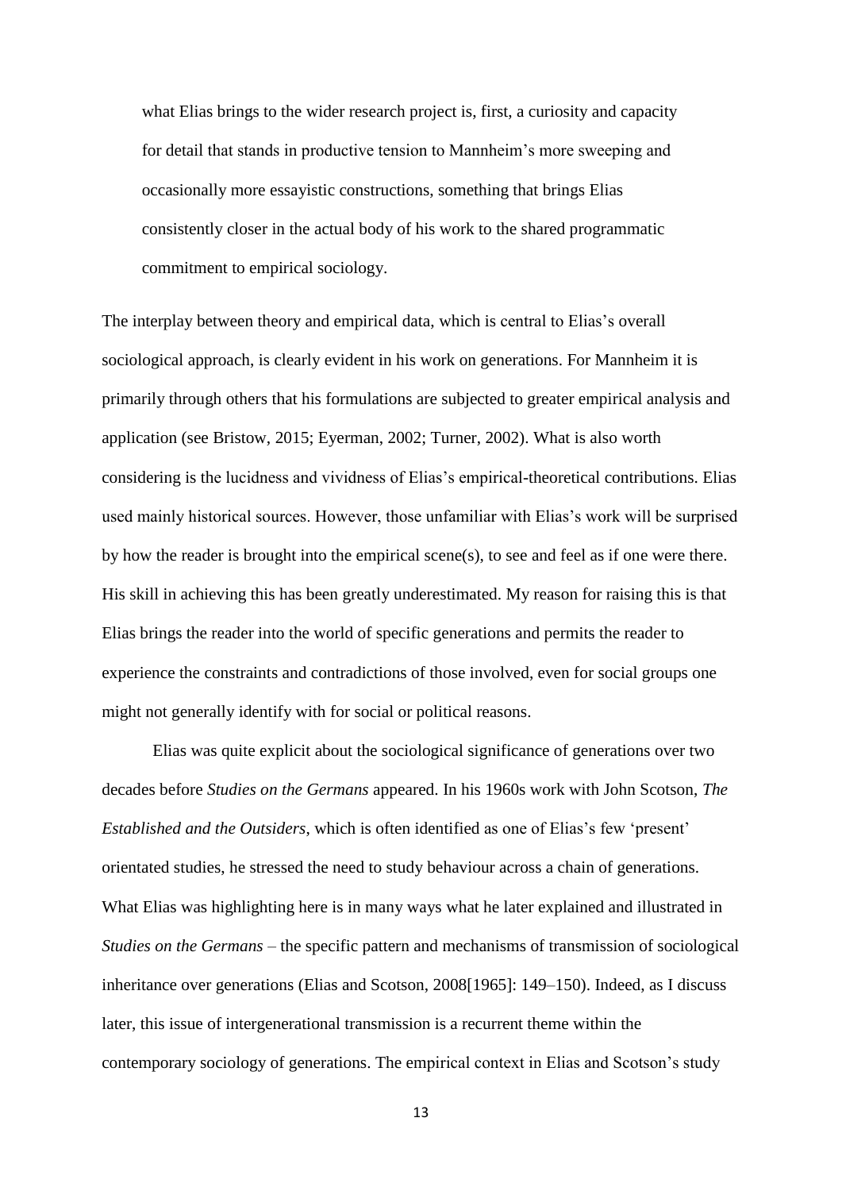> what Elias brings to the wider research project is, first, a curiosity and capacity for detail that stands in productive tension to Mannheim's more sweeping and occasionally more essayistic constructions, something that brings Elias consistently closer in the actual body of his work to the shared programmatic commitment to empirical sociology.

The interplay between theory and empirical data, which is central to Elias's overall sociological approach, is clearly evident in his work on generations. For Mannheim it is primarily through others that his formulations are subjected to greater empirical analysis and application (see Bristow, 2015; Eyerman, 2002; Turner, 2002). What is also worth considering is the lucidness and vividness of Elias's empirical-theoretical contributions. Elias used mainly historical sources. However, those unfamiliar with Elias's work will be surprised by how the reader is brought into the empirical scene(s), to see and feel as if one were there. His skill in achieving this has been greatly underestimated. My reason for raising this is that Elias brings the reader into the world of specific generations and permits the reader to experience the constraints and contradictions of those involved, even for social groups one might not generally identify with for social or political reasons.

Elias was quite explicit about the sociological significance of generations over two decades before *Studies on the Germans* appeared. In his 1960s work with John Scotson, *The Established and the Outsiders*, which is often identified as one of Elias's few 'present' orientated studies, he stressed the need to study behaviour across a chain of generations. What Elias was highlighting here is in many ways what he later explained and illustrated in *Studies on the Germans* – the specific pattern and mechanisms of transmission of sociological inheritance over generations (Elias and Scotson, 2008[1965]: 149–150). Indeed, as I discuss later, this issue of intergenerational transmission is a recurrent theme within the contemporary sociology of generations. The empirical context in Elias and Scotson's study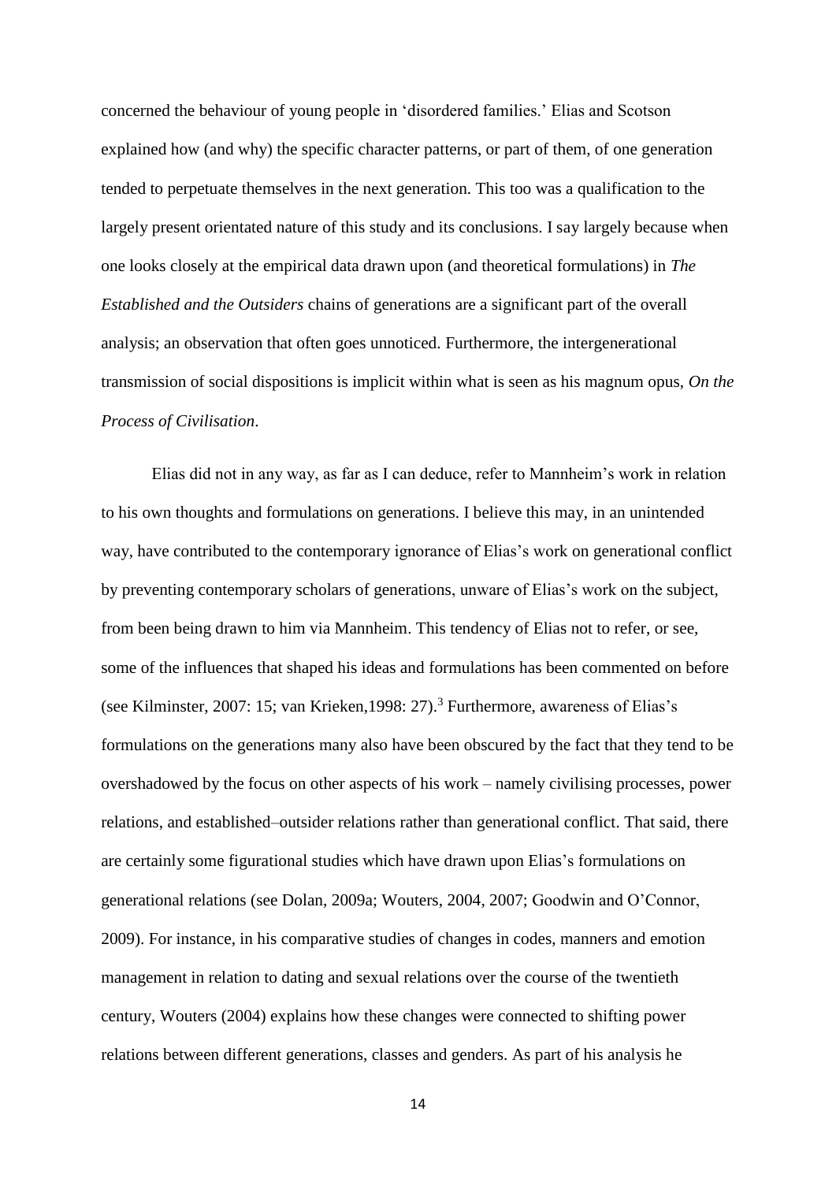concerned the behaviour of young people in 'disordered families.' Elias and Scotson explained how (and why) the specific character patterns, or part of them, of one generation tended to perpetuate themselves in the next generation. This too was a qualification to the largely present orientated nature of this study and its conclusions. I say largely because when one looks closely at the empirical data drawn upon (and theoretical formulations) in *The Established and the Outsiders* chains of generations are a significant part of the overall analysis; an observation that often goes unnoticed. Furthermore, the intergenerational transmission of social dispositions is implicit within what is seen as his magnum opus, *On the Process of Civilisation*.

Elias did not in any way, as far as I can deduce, refer to Mannheim's work in relation to his own thoughts and formulations on generations. I believe this may, in an unintended way, have contributed to the contemporary ignorance of Elias's work on generational conflict by preventing contemporary scholars of generations, unware of Elias's work on the subject, from been being drawn to him via Mannheim. This tendency of Elias not to refer, or see, some of the influences that shaped his ideas and formulations has been commented on before (see Kilminster, 2007: 15; van Krieken,1998: 27).[3] Furthermore, awareness of Elias's formulations on the generations many also have been obscured by the fact that they tend to be overshadowed by the focus on other aspects of his work – namely civilising processes, power relations, and established–outsider relations rather than generational conflict. That said, there are certainly some figurational studies which have drawn upon Elias's formulations on generational relations (see Dolan, 2009a; Wouters, 2004, 2007; Goodwin and O'Connor, 2009). For instance, in his comparative studies of changes in codes, manners and emotion management in relation to dating and sexual relations over the course of the twentieth century, Wouters (2004) explains how these changes were connected to shifting power relations between different generations, classes and genders. As part of his analysis he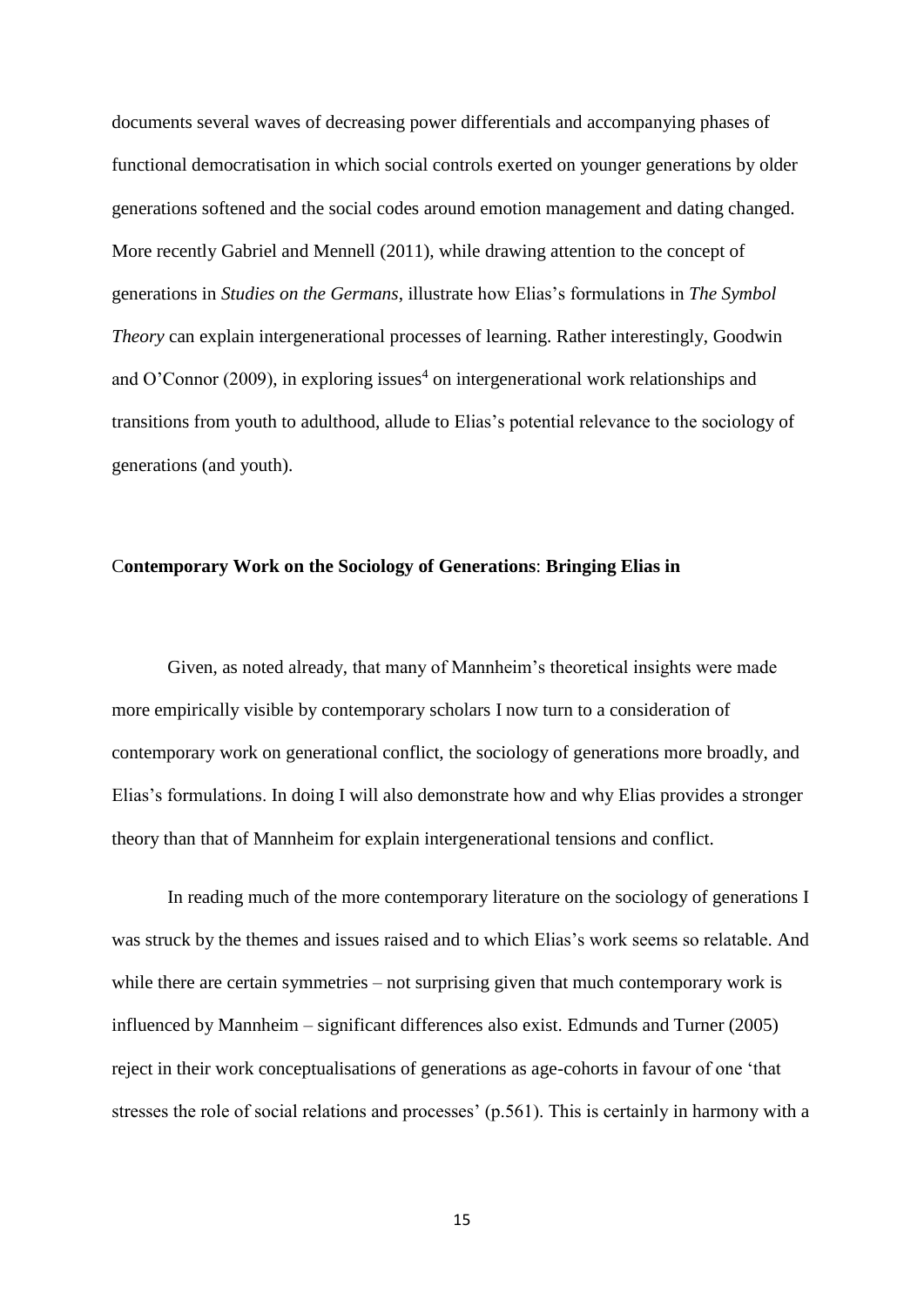documents several waves of decreasing power differentials and accompanying phases of functional democratisation in which social controls exerted on younger generations by older generations softened and the social codes around emotion management and dating changed. More recently Gabriel and Mennell (2011), while drawing attention to the concept of generations in *Studies on the Germans*, illustrate how Elias's formulations in *The Symbol Theory* can explain intergenerational processes of learning. Rather interestingly, Goodwin and O'Connor (2009), in exploring issues[4] on intergenerational work relationships and transitions from youth to adulthood, allude to Elias's potential relevance to the sociology of generations (and youth).

## Contemporary Work on the Sociology of Generations: Bringing Elias in

Given, as noted already, that many of Mannheim's theoretical insights were made more empirically visible by contemporary scholars I now turn to a consideration of contemporary work on generational conflict, the sociology of generations more broadly, and Elias's formulations. In doing I will also demonstrate how and why Elias provides a stronger theory than that of Mannheim for explain intergenerational tensions and conflict.

In reading much of the more contemporary literature on the sociology of generations I was struck by the themes and issues raised and to which Elias's work seems so relatable. And while there are certain symmetries – not surprising given that much contemporary work is influenced by Mannheim – significant differences also exist. Edmunds and Turner (2005) reject in their work conceptualisations of generations as age-cohorts in favour of one 'that stresses the role of social relations and processes' (p.561). This is certainly in harmony with a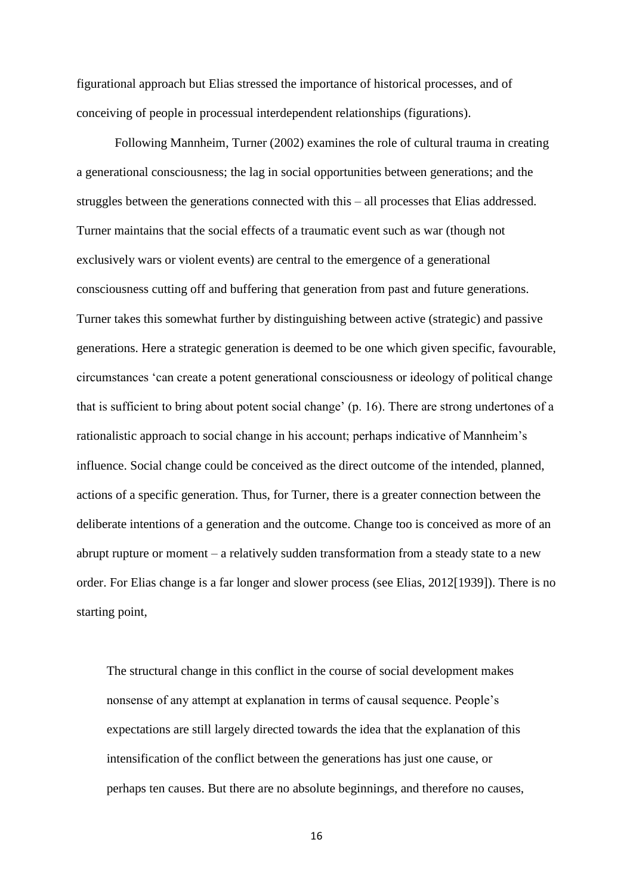figurational approach but Elias stressed the importance of historical processes, and of conceiving of people in processual interdependent relationships (figurations).

Following Mannheim, Turner (2002) examines the role of cultural trauma in creating a generational consciousness; the lag in social opportunities between generations; and the struggles between the generations connected with this – all processes that Elias addressed. Turner maintains that the social effects of a traumatic event such as war (though not exclusively wars or violent events) are central to the emergence of a generational consciousness cutting off and buffering that generation from past and future generations. Turner takes this somewhat further by distinguishing between active (strategic) and passive generations. Here a strategic generation is deemed to be one which given specific, favourable, circumstances 'can create a potent generational consciousness or ideology of political change that is sufficient to bring about potent social change' (p. 16). There are strong undertones of a rationalistic approach to social change in his account; perhaps indicative of Mannheim's influence. Social change could be conceived as the direct outcome of the intended, planned, actions of a specific generation. Thus, for Turner, there is a greater connection between the deliberate intentions of a generation and the outcome. Change too is conceived as more of an abrupt rupture or moment – a relatively sudden transformation from a steady state to a new order. For Elias change is a far longer and slower process (see Elias, 2012[1939]). There is no starting point,

> The structural change in this conflict in the course of social development makes nonsense of any attempt at explanation in terms of causal sequence. People's expectations are still largely directed towards the idea that the explanation of this intensification of the conflict between the generations has just one cause, or perhaps ten causes. But there are no absolute beginnings, and therefore no causes,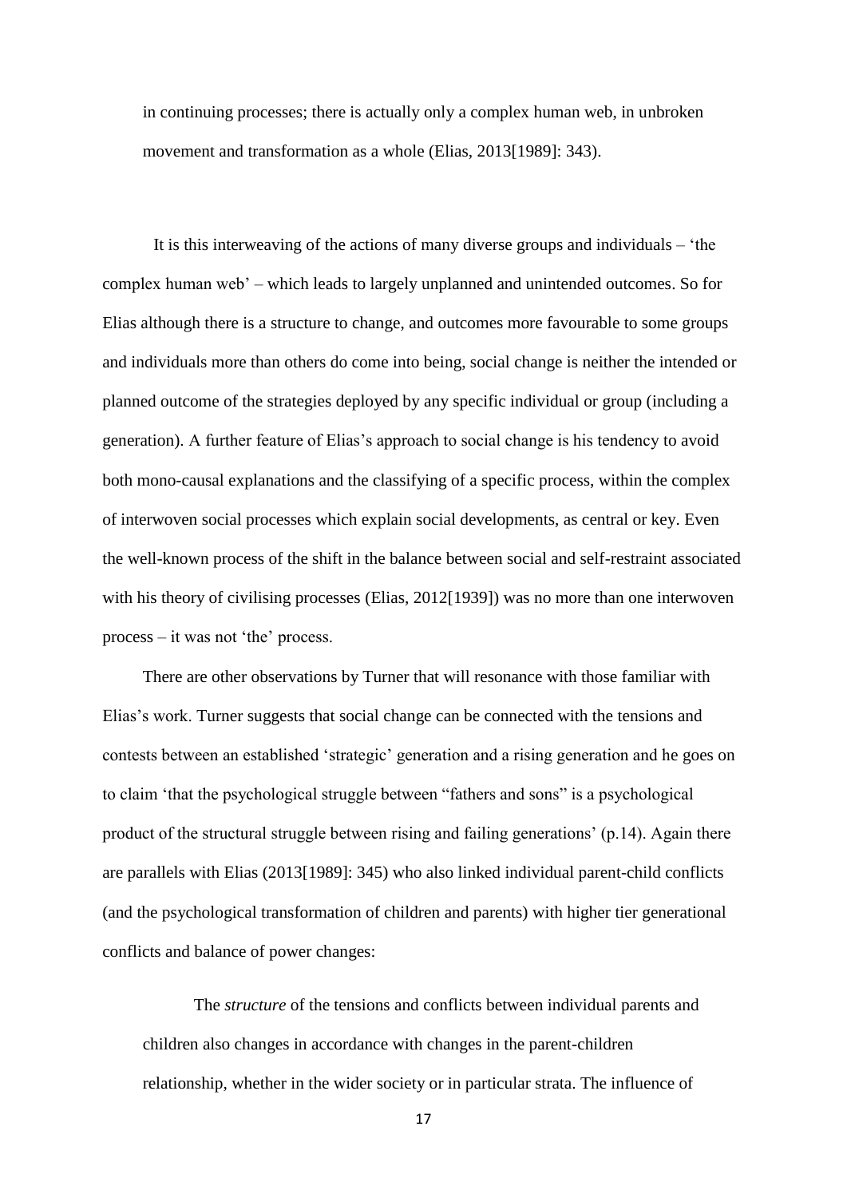in continuing processes; there is actually only a complex human web, in unbroken movement and transformation as a whole (Elias, 2013[1989]: 343).

It is this interweaving of the actions of many diverse groups and individuals – 'the complex human web' – which leads to largely unplanned and unintended outcomes. So for Elias although there is a structure to change, and outcomes more favourable to some groups and individuals more than others do come into being, social change is neither the intended or planned outcome of the strategies deployed by any specific individual or group (including a generation). A further feature of Elias's approach to social change is his tendency to avoid both mono-causal explanations and the classifying of a specific process, within the complex of interwoven social processes which explain social developments, as central or key. Even the well-known process of the shift in the balance between social and self-restraint associated with his theory of civilising processes (Elias, 2012[1939]) was no more than one interwoven process – it was not 'the' process.

There are other observations by Turner that will resonance with those familiar with Elias's work. Turner suggests that social change can be connected with the tensions and contests between an established 'strategic' generation and a rising generation and he goes on to claim 'that the psychological struggle between "fathers and sons" is a psychological product of the structural struggle between rising and failing generations' (p.14). Again there are parallels with Elias (2013[1989]: 345) who also linked individual parent-child conflicts (and the psychological transformation of children and parents) with higher tier generational conflicts and balance of power changes:

> The *structure* of the tensions and conflicts between individual parents and children also changes in accordance with changes in the parent-children relationship, whether in the wider society or in particular strata. The influence of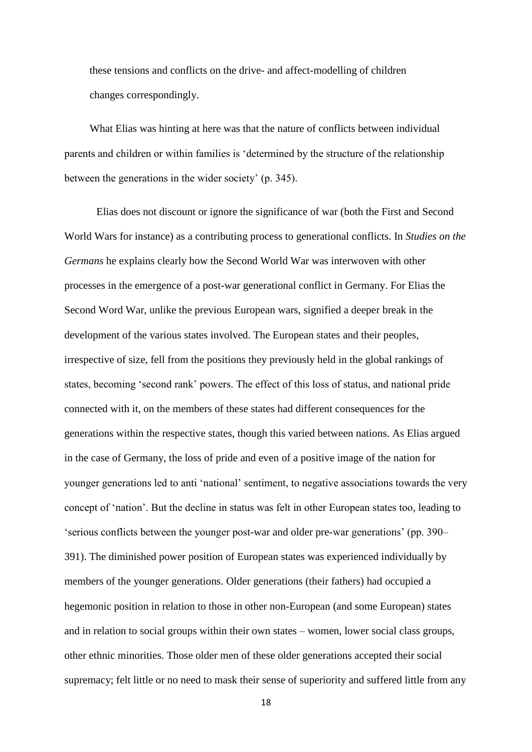these tensions and conflicts on the drive- and affect-modelling of children changes correspondingly.

What Elias was hinting at here was that the nature of conflicts between individual parents and children or within families is 'determined by the structure of the relationship between the generations in the wider society' (p. 345).

Elias does not discount or ignore the significance of war (both the First and Second World Wars for instance) as a contributing process to generational conflicts. In *Studies on the Germans* he explains clearly how the Second World War was interwoven with other processes in the emergence of a post-war generational conflict in Germany. For Elias the Second Word War, unlike the previous European wars, signified a deeper break in the development of the various states involved. The European states and their peoples, irrespective of size, fell from the positions they previously held in the global rankings of states, becoming 'second rank' powers. The effect of this loss of status, and national pride connected with it, on the members of these states had different consequences for the generations within the respective states, though this varied between nations. As Elias argued in the case of Germany, the loss of pride and even of a positive image of the nation for younger generations led to anti 'national' sentiment, to negative associations towards the very concept of 'nation'. But the decline in status was felt in other European states too, leading to 'serious conflicts between the younger post-war and older pre-war generations' (pp. 390–391). The diminished power position of European states was experienced individually by members of the younger generations. Older generations (their fathers) had occupied a hegemonic position in relation to those in other non-European (and some European) states and in relation to social groups within their own states – women, lower social class groups, other ethnic minorities. Those older men of these older generations accepted their social supremacy; felt little or no need to mask their sense of superiority and suffered little from any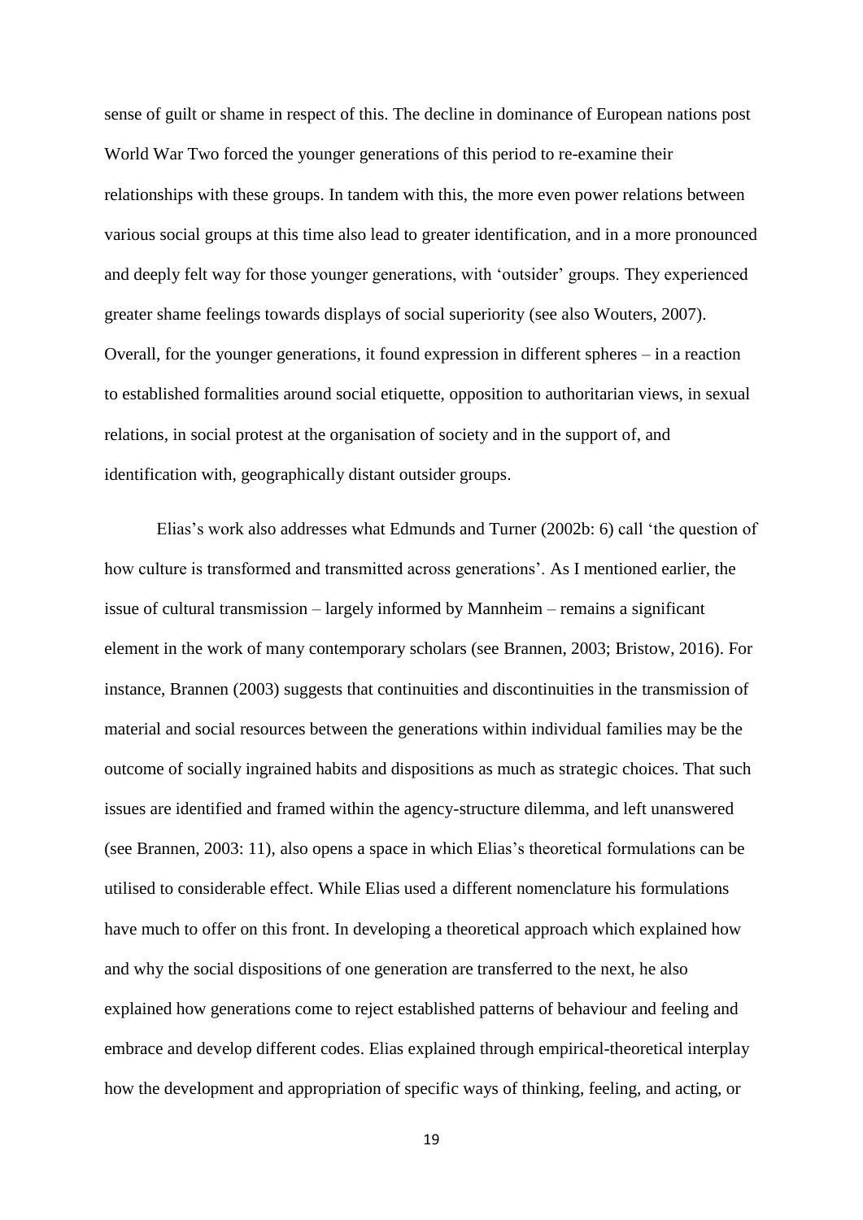sense of guilt or shame in respect of this. The decline in dominance of European nations post World War Two forced the younger generations of this period to re-examine their relationships with these groups. In tandem with this, the more even power relations between various social groups at this time also lead to greater identification, and in a more pronounced and deeply felt way for those younger generations, with 'outsider' groups. They experienced greater shame feelings towards displays of social superiority (see also Wouters, 2007). Overall, for the younger generations, it found expression in different spheres – in a reaction to established formalities around social etiquette, opposition to authoritarian views, in sexual relations, in social protest at the organisation of society and in the support of, and identification with, geographically distant outsider groups.

Elias's work also addresses what Edmunds and Turner (2002b: 6) call 'the question of how culture is transformed and transmitted across generations'. As I mentioned earlier, the issue of cultural transmission – largely informed by Mannheim – remains a significant element in the work of many contemporary scholars (see Brannen, 2003; Bristow, 2016). For instance, Brannen (2003) suggests that continuities and discontinuities in the transmission of material and social resources between the generations within individual families may be the outcome of socially ingrained habits and dispositions as much as strategic choices. That such issues are identified and framed within the agency-structure dilemma, and left unanswered (see Brannen, 2003: 11), also opens a space in which Elias's theoretical formulations can be utilised to considerable effect. While Elias used a different nomenclature his formulations have much to offer on this front. In developing a theoretical approach which explained how and why the social dispositions of one generation are transferred to the next, he also explained how generations come to reject established patterns of behaviour and feeling and embrace and develop different codes. Elias explained through empirical-theoretical interplay how the development and appropriation of specific ways of thinking, feeling, and acting, or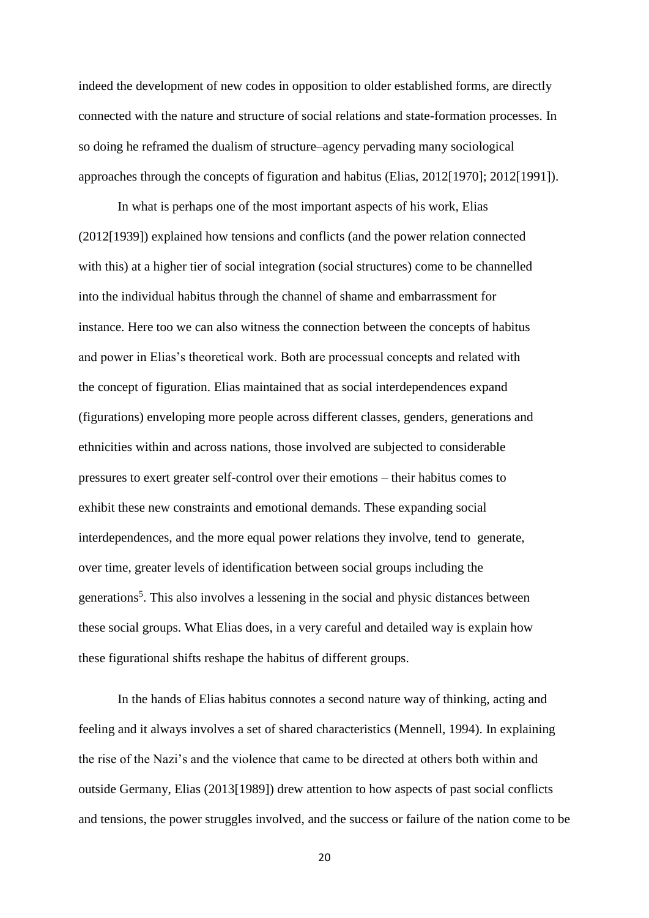indeed the development of new codes in opposition to older established forms, are directly connected with the nature and structure of social relations and state-formation processes. In so doing he reframed the dualism of structure–agency pervading many sociological approaches through the concepts of figuration and habitus (Elias, 2012[1970]; 2012[1991]).

In what is perhaps one of the most important aspects of his work, Elias (2012[1939]) explained how tensions and conflicts (and the power relation connected with this) at a higher tier of social integration (social structures) come to be channelled into the individual habitus through the channel of shame and embarrassment for instance. Here too we can also witness the connection between the concepts of habitus and power in Elias's theoretical work. Both are processual concepts and related with the concept of figuration. Elias maintained that as social interdependences expand (figurations) enveloping more people across different classes, genders, generations and ethnicities within and across nations, those involved are subjected to considerable pressures to exert greater self-control over their emotions – their habitus comes to exhibit these new constraints and emotional demands. These expanding social interdependences, and the more equal power relations they involve, tend to generate, over time, greater levels of identification between social groups including the generations[5]. This also involves a lessening in the social and physic distances between these social groups. What Elias does, in a very careful and detailed way is explain how these figurational shifts reshape the habitus of different groups.

In the hands of Elias habitus connotes a second nature way of thinking, acting and feeling and it always involves a set of shared characteristics (Mennell, 1994). In explaining the rise of the Nazi's and the violence that came to be directed at others both within and outside Germany, Elias (2013[1989]) drew attention to how aspects of past social conflicts and tensions, the power struggles involved, and the success or failure of the nation come to be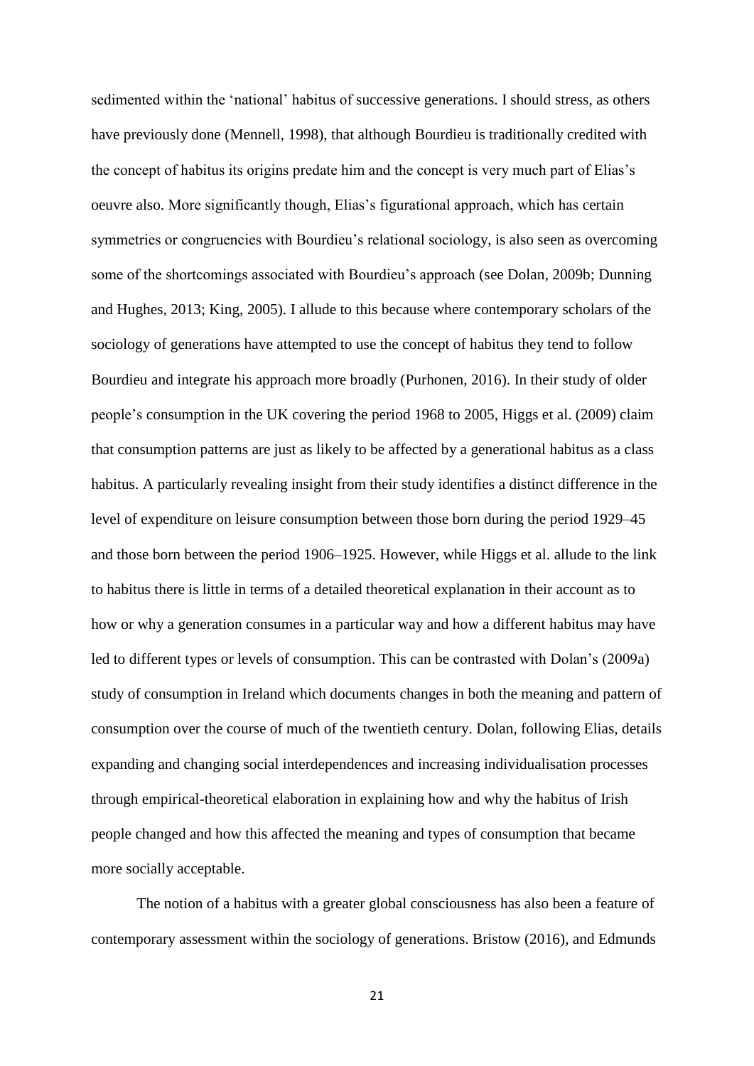sedimented within the 'national' habitus of successive generations. I should stress, as others have previously done (Mennell, 1998), that although Bourdieu is traditionally credited with the concept of habitus its origins predate him and the concept is very much part of Elias's oeuvre also. More significantly though, Elias's figurational approach, which has certain symmetries or congruencies with Bourdieu's relational sociology, is also seen as overcoming some of the shortcomings associated with Bourdieu's approach (see Dolan, 2009b; Dunning and Hughes, 2013; King, 2005). I allude to this because where contemporary scholars of the sociology of generations have attempted to use the concept of habitus they tend to follow Bourdieu and integrate his approach more broadly (Purhonen, 2016). In their study of older people's consumption in the UK covering the period 1968 to 2005, Higgs et al. (2009) claim that consumption patterns are just as likely to be affected by a generational habitus as a class habitus. A particularly revealing insight from their study identifies a distinct difference in the level of expenditure on leisure consumption between those born during the period 1929–45 and those born between the period 1906–1925. However, while Higgs et al. allude to the link to habitus there is little in terms of a detailed theoretical explanation in their account as to how or why a generation consumes in a particular way and how a different habitus may have led to different types or levels of consumption. This can be contrasted with Dolan's (2009a) study of consumption in Ireland which documents changes in both the meaning and pattern of consumption over the course of much of the twentieth century. Dolan, following Elias, details expanding and changing social interdependences and increasing individualisation processes through empirical-theoretical elaboration in explaining how and why the habitus of Irish people changed and how this affected the meaning and types of consumption that became more socially acceptable.

The notion of a habitus with a greater global consciousness has also been a feature of contemporary assessment within the sociology of generations. Bristow (2016), and Edmunds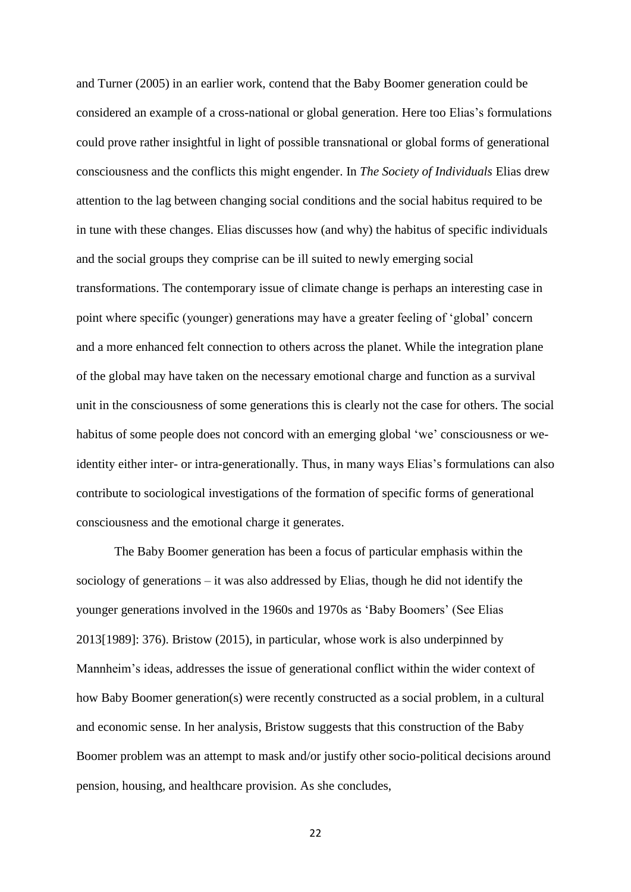and Turner (2005) in an earlier work, contend that the Baby Boomer generation could be considered an example of a cross-national or global generation. Here too Elias's formulations could prove rather insightful in light of possible transnational or global forms of generational consciousness and the conflicts this might engender. In *The Society of Individuals* Elias drew attention to the lag between changing social conditions and the social habitus required to be in tune with these changes. Elias discusses how (and why) the habitus of specific individuals and the social groups they comprise can be ill suited to newly emerging social transformations. The contemporary issue of climate change is perhaps an interesting case in point where specific (younger) generations may have a greater feeling of 'global' concern and a more enhanced felt connection to others across the planet. While the integration plane of the global may have taken on the necessary emotional charge and function as a survival unit in the consciousness of some generations this is clearly not the case for others. The social habitus of some people does not concord with an emerging global 'we' consciousness or we-identity either inter- or intra-generationally. Thus, in many ways Elias's formulations can also contribute to sociological investigations of the formation of specific forms of generational consciousness and the emotional charge it generates.

The Baby Boomer generation has been a focus of particular emphasis within the sociology of generations – it was also addressed by Elias, though he did not identify the younger generations involved in the 1960s and 1970s as 'Baby Boomers' (See Elias 2013[1989]: 376). Bristow (2015), in particular, whose work is also underpinned by Mannheim's ideas, addresses the issue of generational conflict within the wider context of how Baby Boomer generation(s) were recently constructed as a social problem, in a cultural and economic sense. In her analysis, Bristow suggests that this construction of the Baby Boomer problem was an attempt to mask and/or justify other socio-political decisions around pension, housing, and healthcare provision. As she concludes,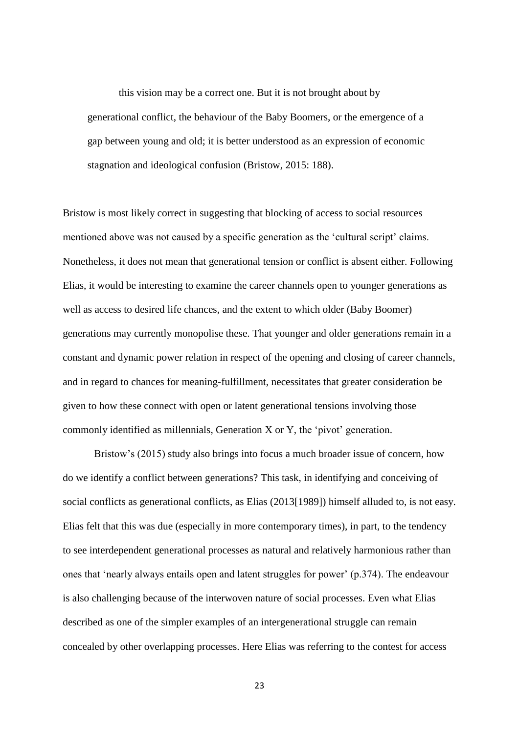> this vision may be a correct one. But it is not brought about by generational conflict, the behaviour of the Baby Boomers, or the emergence of a gap between young and old; it is better understood as an expression of economic stagnation and ideological confusion (Bristow, 2015: 188).

Bristow is most likely correct in suggesting that blocking of access to social resources mentioned above was not caused by a specific generation as the 'cultural script' claims. Nonetheless, it does not mean that generational tension or conflict is absent either. Following Elias, it would be interesting to examine the career channels open to younger generations as well as access to desired life chances, and the extent to which older (Baby Boomer) generations may currently monopolise these. That younger and older generations remain in a constant and dynamic power relation in respect of the opening and closing of career channels, and in regard to chances for meaning-fulfillment, necessitates that greater consideration be given to how these connect with open or latent generational tensions involving those commonly identified as millennials, Generation X or Y, the 'pivot' generation.

Bristow's (2015) study also brings into focus a much broader issue of concern, how do we identify a conflict between generations? This task, in identifying and conceiving of social conflicts as generational conflicts, as Elias (2013[1989]) himself alluded to, is not easy. Elias felt that this was due (especially in more contemporary times), in part, to the tendency to see interdependent generational processes as natural and relatively harmonious rather than ones that 'nearly always entails open and latent struggles for power' (p.374). The endeavour is also challenging because of the interwoven nature of social processes. Even what Elias described as one of the simpler examples of an intergenerational struggle can remain concealed by other overlapping processes. Here Elias was referring to the contest for access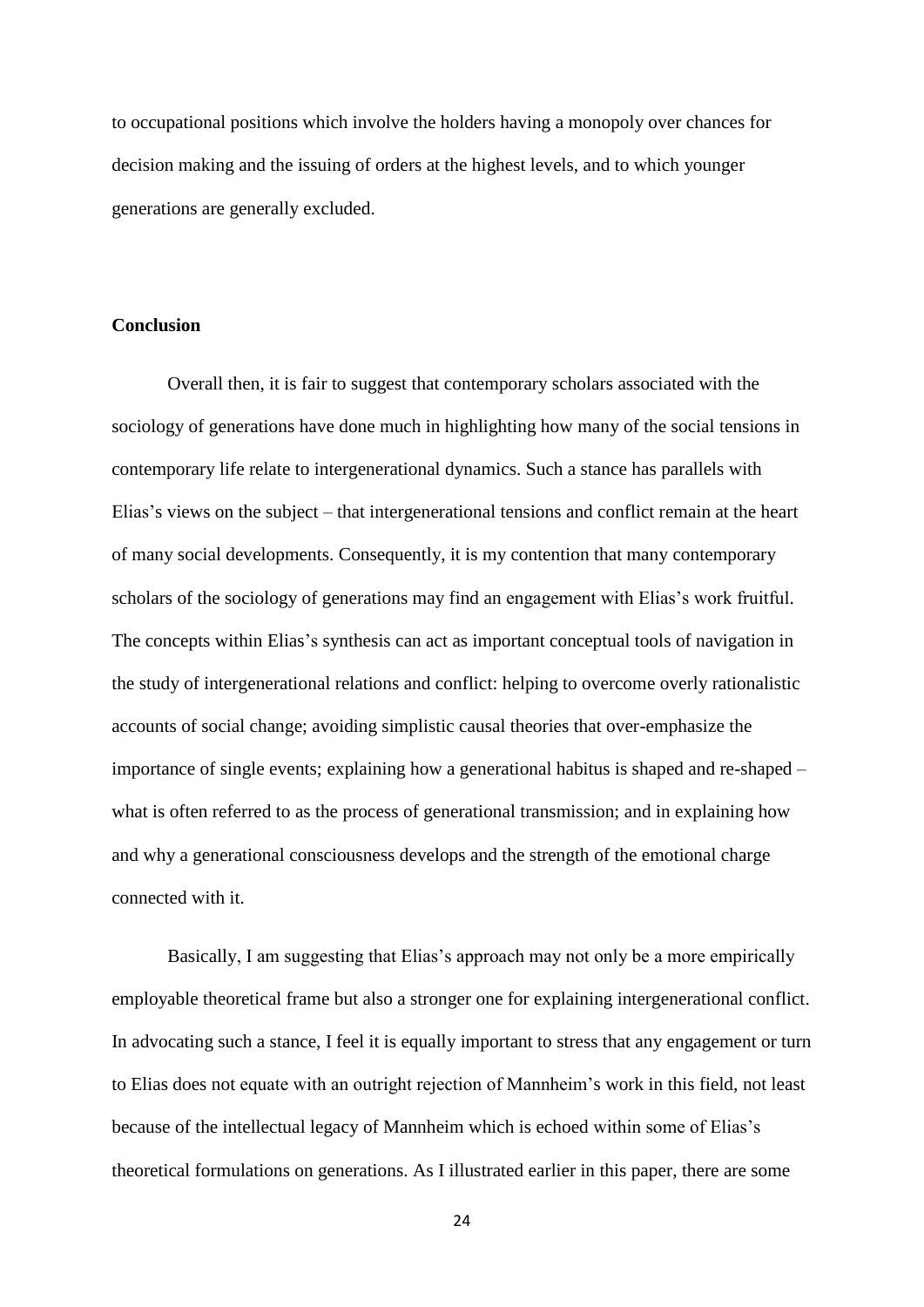to occupational positions which involve the holders having a monopoly over chances for decision making and the issuing of orders at the highest levels, and to which younger generations are generally excluded.

## Conclusion

Overall then, it is fair to suggest that contemporary scholars associated with the sociology of generations have done much in highlighting how many of the social tensions in contemporary life relate to intergenerational dynamics. Such a stance has parallels with Elias's views on the subject – that intergenerational tensions and conflict remain at the heart of many social developments. Consequently, it is my contention that many contemporary scholars of the sociology of generations may find an engagement with Elias's work fruitful. The concepts within Elias's synthesis can act as important conceptual tools of navigation in the study of intergenerational relations and conflict: helping to overcome overly rationalistic accounts of social change; avoiding simplistic causal theories that over-emphasize the importance of single events; explaining how a generational habitus is shaped and re-shaped – what is often referred to as the process of generational transmission; and in explaining how and why a generational consciousness develops and the strength of the emotional charge connected with it.

Basically, I am suggesting that Elias's approach may not only be a more empirically employable theoretical frame but also a stronger one for explaining intergenerational conflict. In advocating such a stance, I feel it is equally important to stress that any engagement or turn to Elias does not equate with an outright rejection of Mannheim's work in this field, not least because of the intellectual legacy of Mannheim which is echoed within some of Elias's theoretical formulations on generations. As I illustrated earlier in this paper, there are some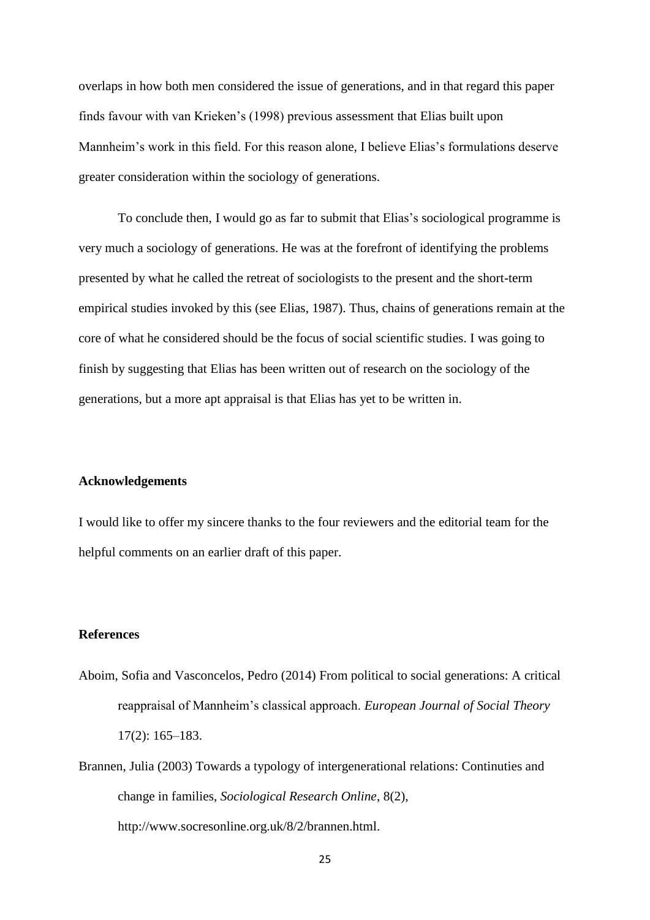overlaps in how both men considered the issue of generations, and in that regard this paper finds favour with van Krieken's (1998) previous assessment that Elias built upon Mannheim's work in this field. For this reason alone, I believe Elias's formulations deserve greater consideration within the sociology of generations.

To conclude then, I would go as far to submit that Elias's sociological programme is very much a sociology of generations. He was at the forefront of identifying the problems presented by what he called the retreat of sociologists to the present and the short-term empirical studies invoked by this (see Elias, 1987). Thus, chains of generations remain at the core of what he considered should be the focus of social scientific studies. I was going to finish by suggesting that Elias has been written out of research on the sociology of the generations, but a more apt appraisal is that Elias has yet to be written in.

## Acknowledgements

I would like to offer my sincere thanks to the four reviewers and the editorial team for the helpful comments on an earlier draft of this paper.

## References

Aboim, Sofia and Vasconcelos, Pedro (2014) From political to social generations: A critical reappraisal of Mannheim's classical approach. *European Journal of Social Theory* 17(2): 165–183.

Brannen, Julia (2003) Towards a typology of intergenerational relations: Continuties and change in families, *Sociological Research Online*, 8(2), http://www.socresonline.org.uk/8/2/brannen.html.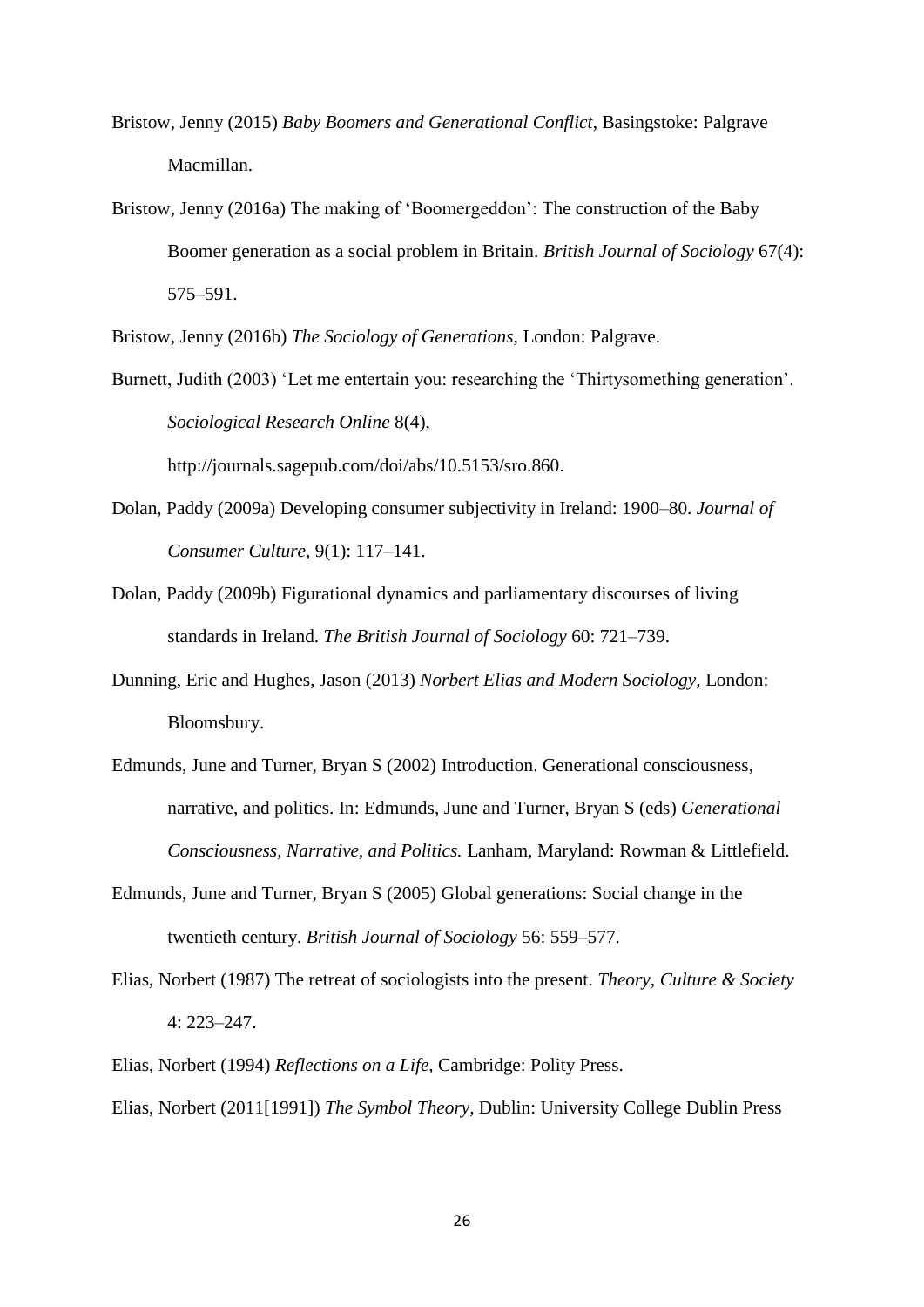Bristow, Jenny (2015) *Baby Boomers and Generational Conflict*, Basingstoke: Palgrave Macmillan.

Bristow, Jenny (2016a) The making of 'Boomergeddon': The construction of the Baby Boomer generation as a social problem in Britain. *British Journal of Sociology* 67(4): 575–591.

Bristow, Jenny (2016b) *The Sociology of Generations*, London: Palgrave.

Burnett, Judith (2003) 'Let me entertain you: researching the 'Thirtysomething generation'. *Sociological Research Online* 8(4), http://journals.sagepub.com/doi/abs/10.5153/sro.860.

Dolan, Paddy (2009a) Developing consumer subjectivity in Ireland: 1900–80. *Journal of Consumer Culture*, 9(1): 117–141.

Dolan, Paddy (2009b) Figurational dynamics and parliamentary discourses of living standards in Ireland. *The British Journal of Sociology* 60: 721–739.

Dunning, Eric and Hughes, Jason (2013) *Norbert Elias and Modern Sociology*, London: Bloomsbury.

Edmunds, June and Turner, Bryan S (2002) Introduction. Generational consciousness, narrative, and politics. In: Edmunds, June and Turner, Bryan S (eds) *Generational Consciousness, Narrative, and Politics.* Lanham, Maryland: Rowman & Littlefield.

Edmunds, June and Turner, Bryan S (2005) Global generations: Social change in the twentieth century. *British Journal of Sociology* 56: 559–577.

Elias, Norbert (1987) The retreat of sociologists into the present. *Theory, Culture & Society* 4: 223–247.

Elias, Norbert (1994) *Reflections on a Life*, Cambridge: Polity Press.

Elias, Norbert (2011[1991]) *The Symbol Theory*, Dublin: University College Dublin Press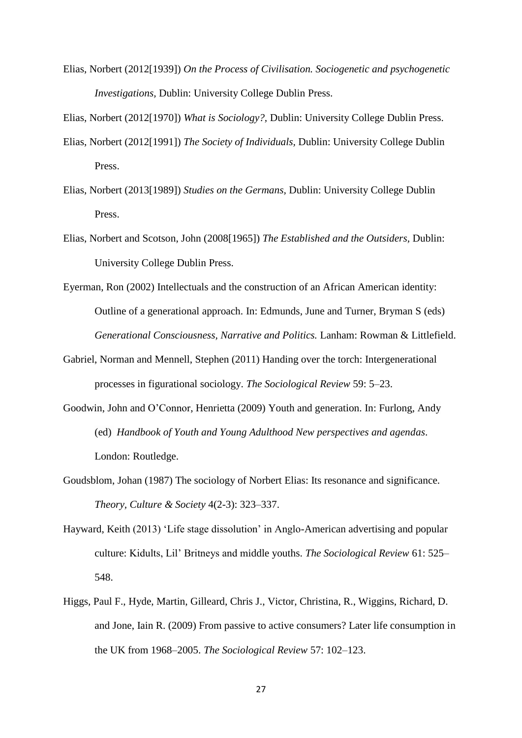Elias, Norbert (2012[1939]) *On the Process of Civilisation. Sociogenetic and psychogenetic Investigations,* Dublin: University College Dublin Press.

Elias, Norbert (2012[1970]) *What is Sociology?,* Dublin: University College Dublin Press.

Elias, Norbert (2012[1991]) *The Society of Individuals,* Dublin: University College Dublin Press.

Elias, Norbert (2013[1989]) *Studies on the Germans,* Dublin: University College Dublin Press.

Elias, Norbert and Scotson, John (2008[1965]) *The Established and the Outsiders,* Dublin: University College Dublin Press.

Eyerman, Ron (2002) Intellectuals and the construction of an African American identity: Outline of a generational approach. In: Edmunds, June and Turner, Bryman S (eds) *Generational Consciousness, Narrative and Politics.* Lanham: Rowman & Littlefield.

Gabriel, Norman and Mennell, Stephen (2011) Handing over the torch: Intergenerational processes in figurational sociology. *The Sociological Review* 59: 5–23.

Goodwin, John and O'Connor, Henrietta (2009) Youth and generation. In: Furlong, Andy (ed) *Handbook of Youth and Young Adulthood New perspectives and agendas*. London: Routledge.

Goudsblom, Johan (1987) The sociology of Norbert Elias: Its resonance and significance. *Theory, Culture & Society* 4(2-3): 323–337.

Hayward, Keith (2013) 'Life stage dissolution' in Anglo-American advertising and popular culture: Kidults, Lil' Britneys and middle youths. *The Sociological Review* 61: 525–548.

Higgs, Paul F., Hyde, Martin, Gilleard, Chris J., Victor, Christina, R., Wiggins, Richard, D. and Jone, Iain R. (2009) From passive to active consumers? Later life consumption in the UK from 1968–2005. *The Sociological Review* 57: 102–123.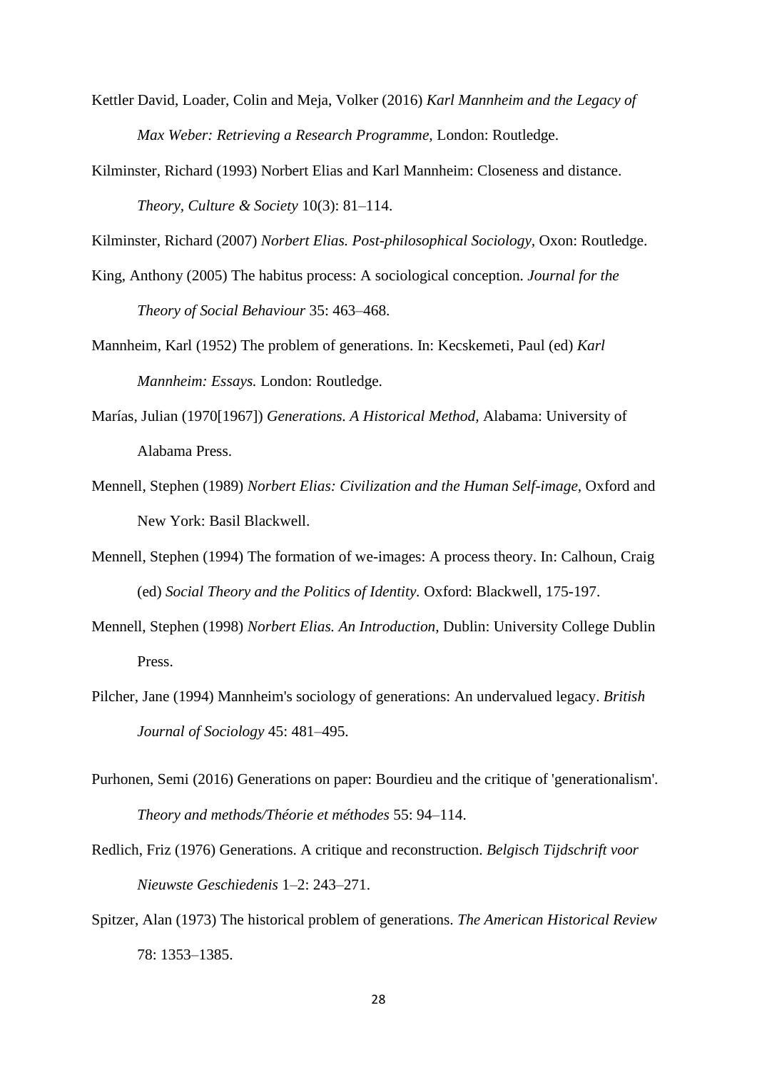Kettler David, Loader, Colin and Meja, Volker (2016) *Karl Mannheim and the Legacy of Max Weber: Retrieving a Research Programme,* London: Routledge.

Kilminster, Richard (1993) Norbert Elias and Karl Mannheim: Closeness and distance. *Theory, Culture & Society* 10(3): 81–114.

Kilminster, Richard (2007) *Norbert Elias. Post-philosophical Sociology*, Oxon: Routledge.

King, Anthony (2005) The habitus process: A sociological conception. *Journal for the Theory of Social Behaviour* 35: 463–468.

Mannheim, Karl (1952) The problem of generations. In: Kecskemeti, Paul (ed) *Karl Mannheim: Essays.* London: Routledge.

Marías, Julian (1970[1967]) *Generations. A Historical Method,* Alabama: University of Alabama Press.

Mennell, Stephen (1989) *Norbert Elias: Civilization and the Human Self-image,* Oxford and New York: Basil Blackwell.

Mennell, Stephen (1994) The formation of we-images: A process theory. In: Calhoun, Craig (ed) *Social Theory and the Politics of Identity.* Oxford: Blackwell, 175-197.

Mennell, Stephen (1998) *Norbert Elias. An Introduction,* Dublin: University College Dublin Press.

Pilcher, Jane (1994) Mannheim's sociology of generations: An undervalued legacy. *British Journal of Sociology* 45: 481–495.

Purhonen, Semi (2016) Generations on paper: Bourdieu and the critique of 'generationalism'. *Theory and methods/Théorie et méthodes* 55: 94–114.

Redlich, Friz (1976) Generations. A critique and reconstruction. *Belgisch Tijdschrift voor Nieuwste Geschiedenis* 1–2: 243–271.

Spitzer, Alan (1973) The historical problem of generations. *The American Historical Review* 78: 1353–1385.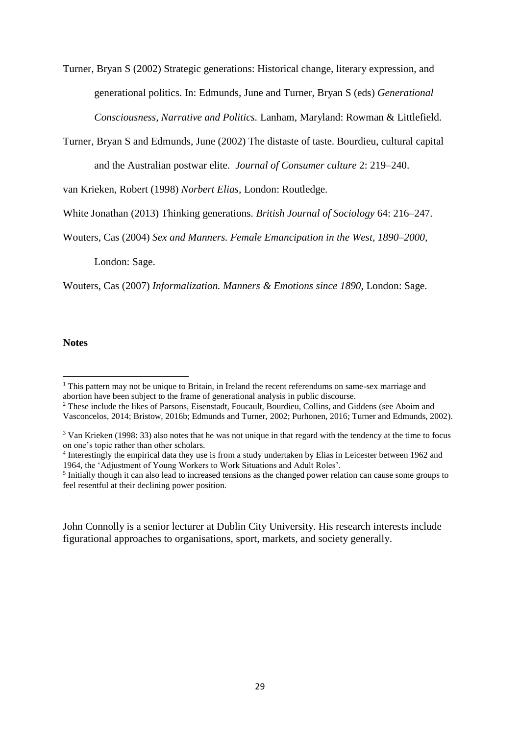Turner, Bryan S (2002) Strategic generations: Historical change, literary expression, and generational politics. In: Edmunds, June and Turner, Bryan S (eds) *Generational Consciousness, Narrative and Politics.* Lanham, Maryland: Rowman & Littlefield.

Turner, Bryan S and Edmunds, June (2002) The distaste of taste. Bourdieu, cultural capital and the Australian postwar elite. *Journal of Consumer culture* 2: 219–240.

van Krieken, Robert (1998) *Norbert Elias*, London: Routledge.

White Jonathan (2013) Thinking generations. *British Journal of Sociology* 64: 216–247.

Wouters, Cas (2004) *Sex and Manners. Female Emancipation in the West, 1890–2000*, London: Sage.

Wouters, Cas (2007) *Informalization. Manners & Emotions since 1890*, London: Sage.

**Notes**

[1] This pattern may not be unique to Britain, in Ireland the recent referendums on same-sex marriage and abortion have been subject to the frame of generational analysis in public discourse.

[2] These include the likes of Parsons, Eisenstadt, Foucault, Bourdieu, Collins, and Giddens (see Aboim and Vasconcelos, 2014; Bristow, 2016b; Edmunds and Turner, 2002; Purhonen, 2016; Turner and Edmunds, 2002).

[3] Van Krieken (1998: 33) also notes that he was not unique in that regard with the tendency at the time to focus on one's topic rather than other scholars.

[4] Interestingly the empirical data they use is from a study undertaken by Elias in Leicester between 1962 and 1964, the 'Adjustment of Young Workers to Work Situations and Adult Roles'.

[5] Initially though it can also lead to increased tensions as the changed power relation can cause some groups to feel resentful at their declining power position.

John Connolly is a senior lecturer at Dublin City University. His research interests include figurational approaches to organisations, sport, markets, and society generally.